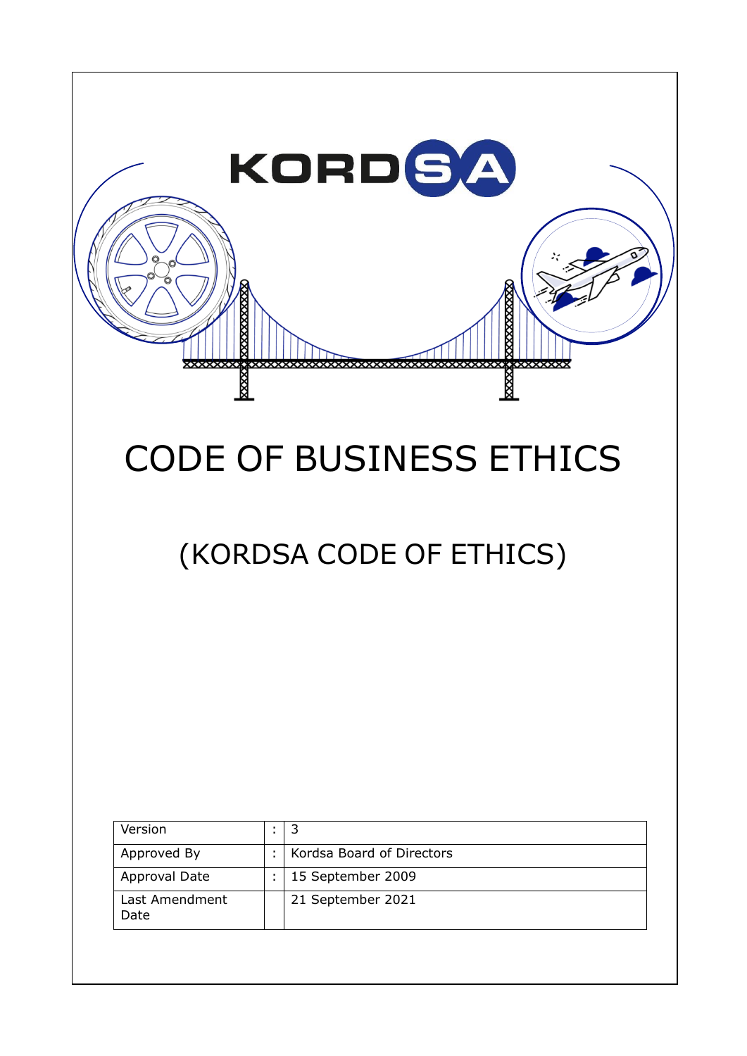KORDSA

# CODE OF BUSINESS ETHICS

## (KORDSA CODE OF ETHICS)

| Version | : | 3 |
|---|---|---|
| Approved By | : | Kordsa Board of Directors |
| Approval Date | : | 15 September 2009 |
| Last Amendment Date | | 21 September 2021 |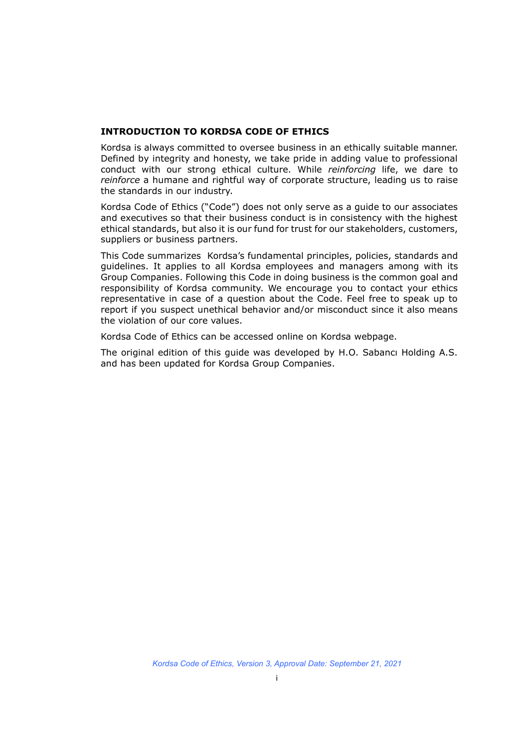## INTRODUCTION TO KORDSA CODE OF ETHICS

Kordsa is always committed to oversee business in an ethically suitable manner. Defined by integrity and honesty, we take pride in adding value to professional conduct with our strong ethical culture. While *reinforcing* life, we dare to *reinforce* a humane and rightful way of corporate structure, leading us to raise the standards in our industry.

Kordsa Code of Ethics ("Code") does not only serve as a guide to our associates and executives so that their business conduct is in consistency with the highest ethical standards, but also it is our fund for trust for our stakeholders, customers, suppliers or business partners.

This Code summarizes Kordsa's fundamental principles, policies, standards and guidelines. It applies to all Kordsa employees and managers among with its Group Companies. Following this Code in doing business is the common goal and responsibility of Kordsa community. We encourage you to contact your ethics representative in case of a question about the Code. Feel free to speak up to report if you suspect unethical behavior and/or misconduct since it also means the violation of our core values.

Kordsa Code of Ethics can be accessed online on Kordsa webpage.

The original edition of this guide was developed by H.O. Sabancı Holding A.S. and has been updated for Kordsa Group Companies.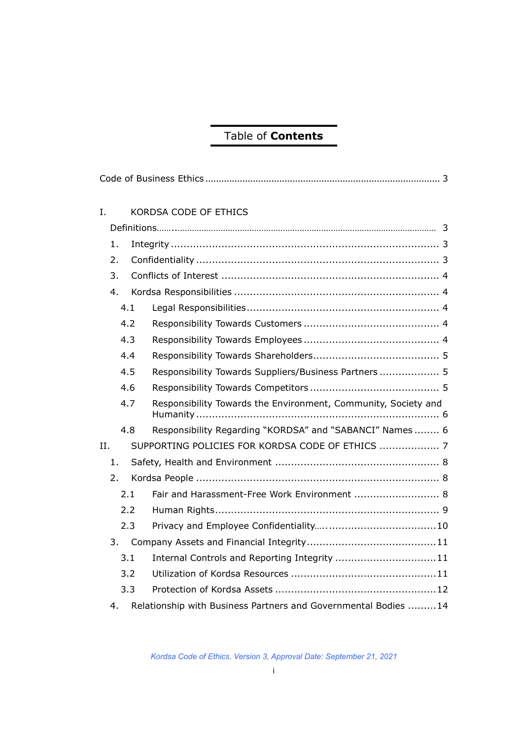# Table of **Contents**

Code of Business Ethics ........................................................................................ 3

I. KORDSA CODE OF ETHICS

Definitions........................................................................................................... 3

1. Integrity ..................................................................................... 3
2. Confidentiality ............................................................................. 3
3. Conflicts of Interest ..................................................................... 4
4. Kordsa Responsibilities ................................................................. 4
   - 4.1 Legal Responsibilities............................................................. 4
   - 4.2 Responsibility Towards Customers ........................................... 4
   - 4.3 Responsibility Towards Employees ........................................... 4
   - 4.4 Responsibility Towards Shareholders........................................ 5
   - 4.5 Responsibility Towards Suppliers/Business Partners ................... 5
   - 4.6 Responsibility Towards Competitors ......................................... 5
   - 4.7 Responsibility Towards the Environment, Community, Society and Humanity ............................................................................. 6
   - 4.8 Responsibility Regarding "KORDSA" and "SABANCI" Names ........ 6

II. SUPPORTING POLICIES FOR KORDSA CODE OF ETHICS ................... 7

1. Safety, Health and Environment .................................................... 8
2. Kordsa People ............................................................................ 8
   - 2.1 Fair and Harassment-Free Work Environment ........................... 8
   - 2.2 Human Rights....................................................................... 9
   - 2.3 Privacy and Employee Confidentiality......................................10
3. Company Assets and Financial Integrity.........................................11
   - 3.1 Internal Controls and Reporting Integrity ................................11
   - 3.2 Utilization of Kordsa Resources ..............................................11
   - 3.3 Protection of Kordsa Assets ...................................................12
4. Relationship with Business Partners and Governmental Bodies .........14

*Kordsa Code of Ethics, Version 3, Approval Date: September 21, 2021*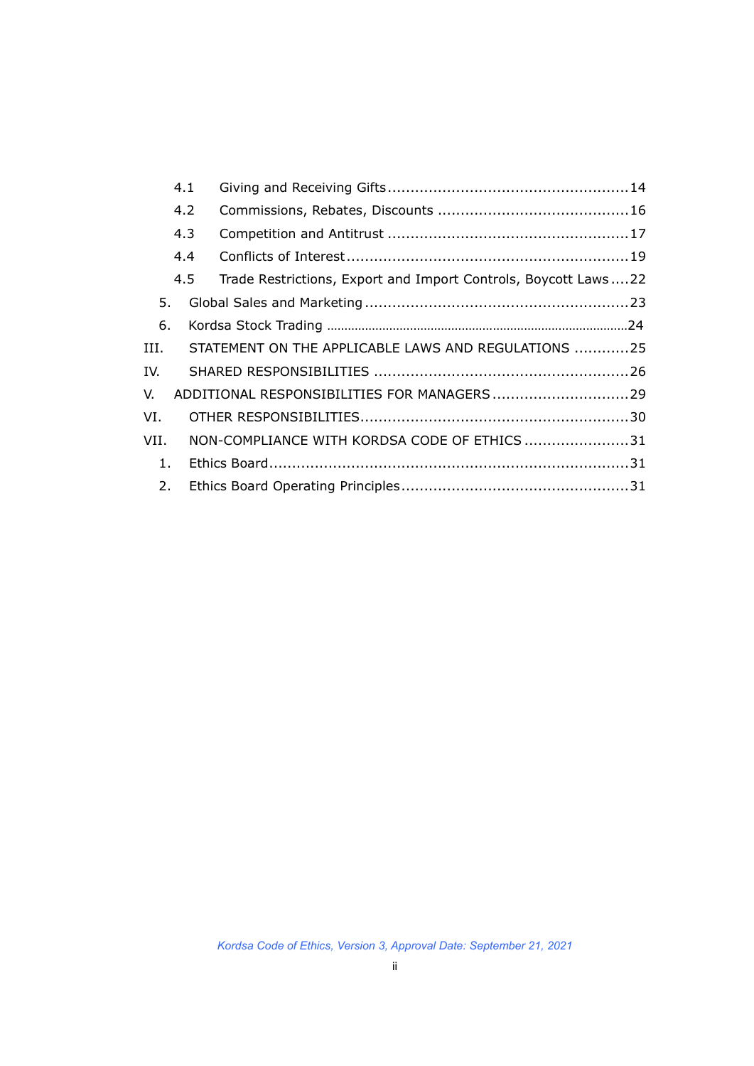4.1 Giving and Receiving Gifts ..................................................... 14
4.2 Commissions, Rebates, Discounts .......................................... 16
4.3 Competition and Antitrust ..................................................... 17
4.4 Conflicts of Interest ............................................................. 19
4.5 Trade Restrictions, Export and Import Controls, Boycott Laws .... 22

5. Global Sales and Marketing .......................................................... 23
6. Kordsa Stock Trading ..................................................................... 24

III. STATEMENT ON THE APPLICABLE LAWS AND REGULATIONS ............ 25

IV. SHARED RESPONSIBILITIES ........................................................ 26

V. ADDITIONAL RESPONSIBILITIES FOR MANAGERS .............................. 29

VI. OTHER RESPONSIBILITIES ........................................................... 30

VII. NON-COMPLIANCE WITH KORDSA CODE OF ETHICS ....................... 31

1. Ethics Board ............................................................................... 31
2. Ethics Board Operating Principles .................................................. 31

*Kordsa Code of Ethics, Version 3, Approval Date: September 21, 2021*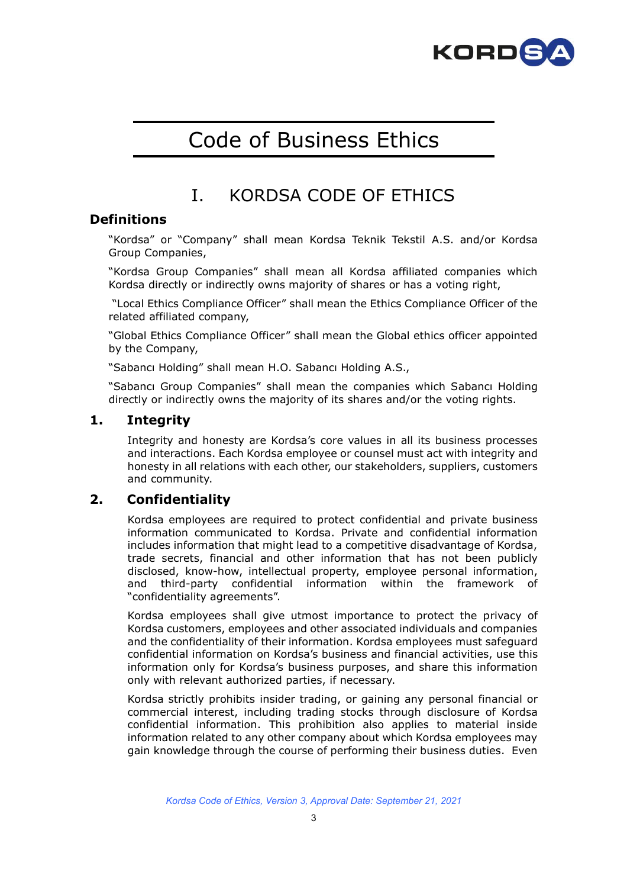# Code of Business Ethics

## I. KORDSA CODE OF ETHICS

### Definitions

"Kordsa" or "Company" shall mean Kordsa Teknik Tekstil A.S. and/or Kordsa Group Companies,

"Kordsa Group Companies" shall mean all Kordsa affiliated companies which Kordsa directly or indirectly owns majority of shares or has a voting right,

"Local Ethics Compliance Officer" shall mean the Ethics Compliance Officer of the related affiliated company,

"Global Ethics Compliance Officer" shall mean the Global ethics officer appointed by the Company,

"Sabancı Holding" shall mean H.O. Sabancı Holding A.S.,

"Sabancı Group Companies" shall mean the companies which Sabancı Holding directly or indirectly owns the majority of its shares and/or the voting rights.

### 1. Integrity

Integrity and honesty are Kordsa's core values in all its business processes and interactions. Each Kordsa employee or counsel must act with integrity and honesty in all relations with each other, our stakeholders, suppliers, customers and community.

### 2. Confidentiality

Kordsa employees are required to protect confidential and private business information communicated to Kordsa. Private and confidential information includes information that might lead to a competitive disadvantage of Kordsa, trade secrets, financial and other information that has not been publicly disclosed, know-how, intellectual property, employee personal information, and third-party confidential information within the framework of "confidentiality agreements".

Kordsa employees shall give utmost importance to protect the privacy of Kordsa customers, employees and other associated individuals and companies and the confidentiality of their information. Kordsa employees must safeguard confidential information on Kordsa's business and financial activities, use this information only for Kordsa's business purposes, and share this information only with relevant authorized parties, if necessary.

Kordsa strictly prohibits insider trading, or gaining any personal financial or commercial interest, including trading stocks through disclosure of Kordsa confidential information. This prohibition also applies to material inside information related to any other company about which Kordsa employees may gain knowledge through the course of performing their business duties. Even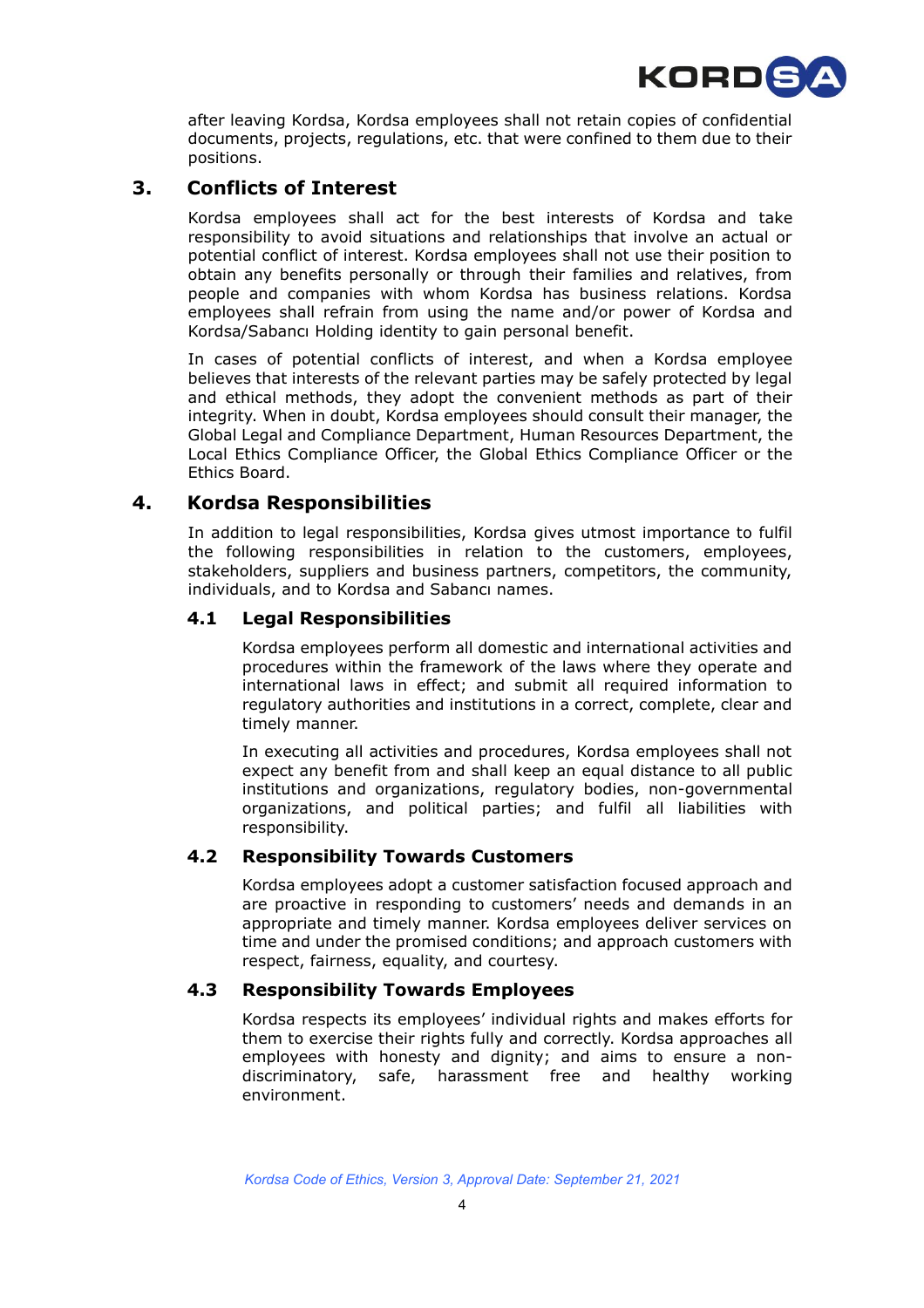after leaving Kordsa, Kordsa employees shall not retain copies of confidential documents, projects, regulations, etc. that were confined to them due to their positions.

## 3. Conflicts of Interest

Kordsa employees shall act for the best interests of Kordsa and take responsibility to avoid situations and relationships that involve an actual or potential conflict of interest. Kordsa employees shall not use their position to obtain any benefits personally or through their families and relatives, from people and companies with whom Kordsa has business relations. Kordsa employees shall refrain from using the name and/or power of Kordsa and Kordsa/Sabancı Holding identity to gain personal benefit.

In cases of potential conflicts of interest, and when a Kordsa employee believes that interests of the relevant parties may be safely protected by legal and ethical methods, they adopt the convenient methods as part of their integrity. When in doubt, Kordsa employees should consult their manager, the Global Legal and Compliance Department, Human Resources Department, the Local Ethics Compliance Officer, the Global Ethics Compliance Officer or the Ethics Board.

## 4. Kordsa Responsibilities

In addition to legal responsibilities, Kordsa gives utmost importance to fulfil the following responsibilities in relation to the customers, employees, stakeholders, suppliers and business partners, competitors, the community, individuals, and to Kordsa and Sabancı names.

### 4.1 Legal Responsibilities

Kordsa employees perform all domestic and international activities and procedures within the framework of the laws where they operate and international laws in effect; and submit all required information to regulatory authorities and institutions in a correct, complete, clear and timely manner.

In executing all activities and procedures, Kordsa employees shall not expect any benefit from and shall keep an equal distance to all public institutions and organizations, regulatory bodies, non-governmental organizations, and political parties; and fulfil all liabilities with responsibility.

### 4.2 Responsibility Towards Customers

Kordsa employees adopt a customer satisfaction focused approach and are proactive in responding to customers' needs and demands in an appropriate and timely manner. Kordsa employees deliver services on time and under the promised conditions; and approach customers with respect, fairness, equality, and courtesy.

### 4.3 Responsibility Towards Employees

Kordsa respects its employees' individual rights and makes efforts for them to exercise their rights fully and correctly. Kordsa approaches all employees with honesty and dignity; and aims to ensure a non-discriminatory, safe, harassment free and healthy working environment.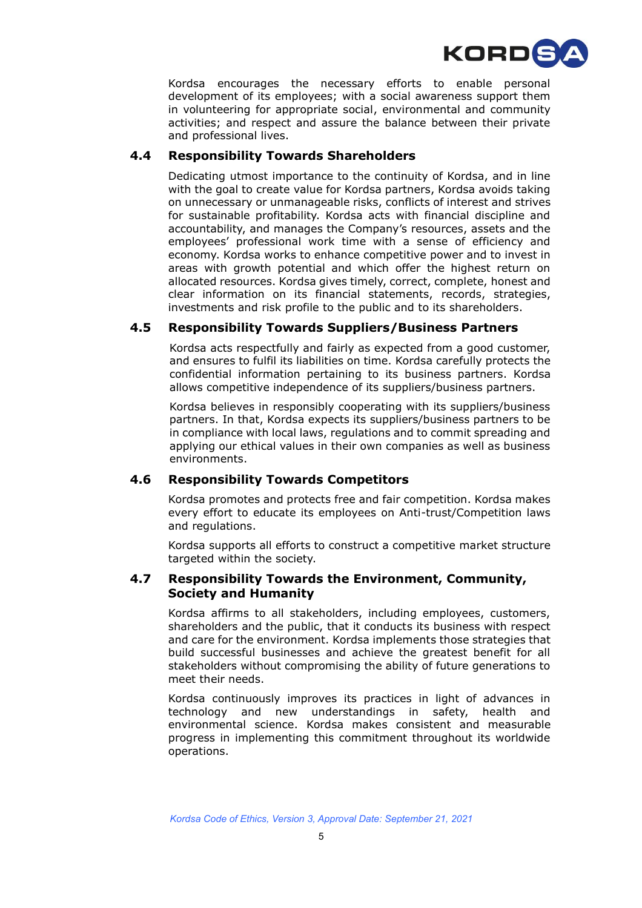Kordsa encourages the necessary efforts to enable personal development of its employees; with a social awareness support them in volunteering for appropriate social, environmental and community activities; and respect and assure the balance between their private and professional lives.

### 4.4 Responsibility Towards Shareholders

Dedicating utmost importance to the continuity of Kordsa, and in line with the goal to create value for Kordsa partners, Kordsa avoids taking on unnecessary or unmanageable risks, conflicts of interest and strives for sustainable profitability. Kordsa acts with financial discipline and accountability, and manages the Company's resources, assets and the employees' professional work time with a sense of efficiency and economy. Kordsa works to enhance competitive power and to invest in areas with growth potential and which offer the highest return on allocated resources. Kordsa gives timely, correct, complete, honest and clear information on its financial statements, records, strategies, investments and risk profile to the public and to its shareholders.

### 4.5 Responsibility Towards Suppliers/Business Partners

Kordsa acts respectfully and fairly as expected from a good customer, and ensures to fulfil its liabilities on time. Kordsa carefully protects the confidential information pertaining to its business partners. Kordsa allows competitive independence of its suppliers/business partners.

Kordsa believes in responsibly cooperating with its suppliers/business partners. In that, Kordsa expects its suppliers/business partners to be in compliance with local laws, regulations and to commit spreading and applying our ethical values in their own companies as well as business environments.

### 4.6 Responsibility Towards Competitors

Kordsa promotes and protects free and fair competition. Kordsa makes every effort to educate its employees on Anti-trust/Competition laws and regulations.

Kordsa supports all efforts to construct a competitive market structure targeted within the society.

### 4.7 Responsibility Towards the Environment, Community, Society and Humanity

Kordsa affirms to all stakeholders, including employees, customers, shareholders and the public, that it conducts its business with respect and care for the environment. Kordsa implements those strategies that build successful businesses and achieve the greatest benefit for all stakeholders without compromising the ability of future generations to meet their needs.

Kordsa continuously improves its practices in light of advances in technology and new understandings in safety, health and environmental science. Kordsa makes consistent and measurable progress in implementing this commitment throughout its worldwide operations.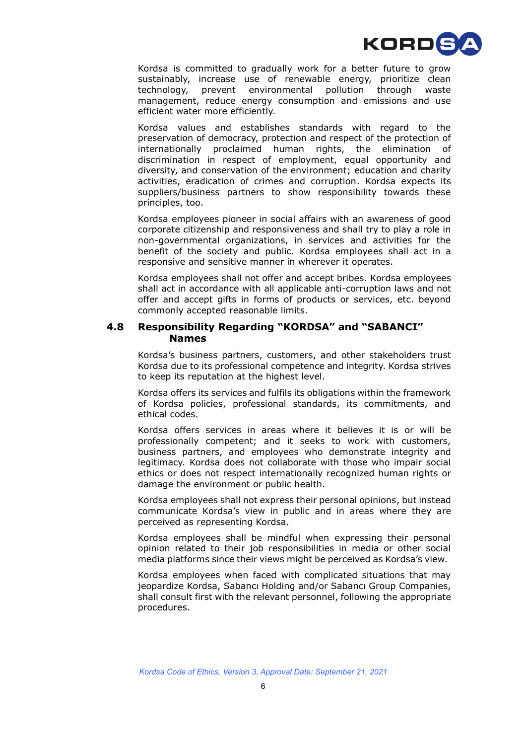Kordsa is committed to gradually work for a better future to grow sustainably, increase use of renewable energy, prioritize clean technology, prevent environmental pollution through waste management, reduce energy consumption and emissions and use efficient water more efficiently.

Kordsa values and establishes standards with regard to the preservation of democracy, protection and respect of the protection of internationally proclaimed human rights, the elimination of discrimination in respect of employment, equal opportunity and diversity, and conservation of the environment; education and charity activities, eradication of crimes and corruption. Kordsa expects its suppliers/business partners to show responsibility towards these principles, too.

Kordsa employees pioneer in social affairs with an awareness of good corporate citizenship and responsiveness and shall try to play a role in non-governmental organizations, in services and activities for the benefit of the society and public. Kordsa employees shall act in a responsive and sensitive manner in wherever it operates.

Kordsa employees shall not offer and accept bribes. Kordsa employees shall act in accordance with all applicable anti-corruption laws and not offer and accept gifts in forms of products or services, etc. beyond commonly accepted reasonable limits.

## 4.8 Responsibility Regarding "KORDSA" and "SABANCI" Names

Kordsa's business partners, customers, and other stakeholders trust Kordsa due to its professional competence and integrity. Kordsa strives to keep its reputation at the highest level.

Kordsa offers its services and fulfils its obligations within the framework of Kordsa policies, professional standards, its commitments, and ethical codes.

Kordsa offers services in areas where it believes it is or will be professionally competent; and it seeks to work with customers, business partners, and employees who demonstrate integrity and legitimacy. Kordsa does not collaborate with those who impair social ethics or does not respect internationally recognized human rights or damage the environment or public health.

Kordsa employees shall not express their personal opinions, but instead communicate Kordsa's view in public and in areas where they are perceived as representing Kordsa.

Kordsa employees shall be mindful when expressing their personal opinion related to their job responsibilities in media or other social media platforms since their views might be perceived as Kordsa's view.

Kordsa employees when faced with complicated situations that may jeopardize Kordsa, Sabancı Holding and/or Sabancı Group Companies, shall consult first with the relevant personnel, following the appropriate procedures.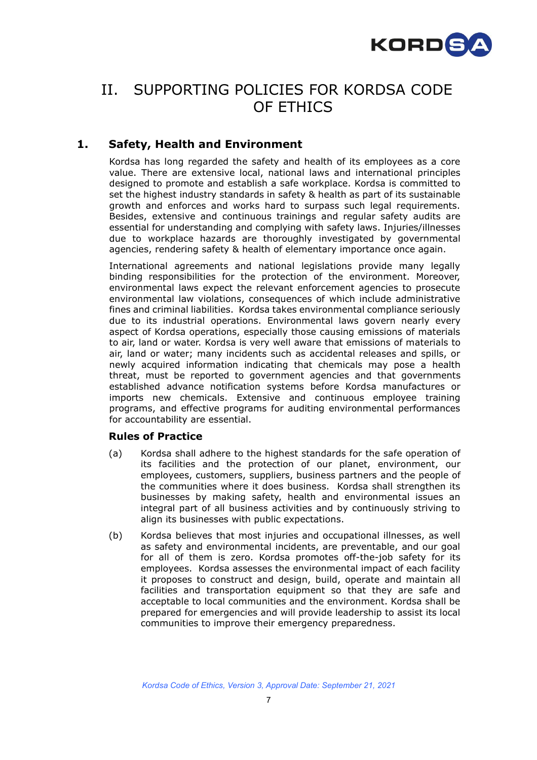# II. SUPPORTING POLICIES FOR KORDSA CODE OF ETHICS

## 1. Safety, Health and Environment

Kordsa has long regarded the safety and health of its employees as a core value. There are extensive local, national laws and international principles designed to promote and establish a safe workplace. Kordsa is committed to set the highest industry standards in safety & health as part of its sustainable growth and enforces and works hard to surpass such legal requirements. Besides, extensive and continuous trainings and regular safety audits are essential for understanding and complying with safety laws. Injuries/illnesses due to workplace hazards are thoroughly investigated by governmental agencies, rendering safety & health of elementary importance once again.

International agreements and national legislations provide many legally binding responsibilities for the protection of the environment. Moreover, environmental laws expect the relevant enforcement agencies to prosecute environmental law violations, consequences of which include administrative fines and criminal liabilities. Kordsa takes environmental compliance seriously due to its industrial operations. Environmental laws govern nearly every aspect of Kordsa operations, especially those causing emissions of materials to air, land or water. Kordsa is very well aware that emissions of materials to air, land or water; many incidents such as accidental releases and spills, or newly acquired information indicating that chemicals may pose a health threat, must be reported to government agencies and that governments established advance notification systems before Kordsa manufactures or imports new chemicals. Extensive and continuous employee training programs, and effective programs for auditing environmental performances for accountability are essential.

### Rules of Practice

(a) Kordsa shall adhere to the highest standards for the safe operation of its facilities and the protection of our planet, environment, our employees, customers, suppliers, business partners and the people of the communities where it does business. Kordsa shall strengthen its businesses by making safety, health and environmental issues an integral part of all business activities and by continuously striving to align its businesses with public expectations.

(b) Kordsa believes that most injuries and occupational illnesses, as well as safety and environmental incidents, are preventable, and our goal for all of them is zero. Kordsa promotes off-the-job safety for its employees. Kordsa assesses the environmental impact of each facility it proposes to construct and design, build, operate and maintain all facilities and transportation equipment so that they are safe and acceptable to local communities and the environment. Kordsa shall be prepared for emergencies and will provide leadership to assist its local communities to improve their emergency preparedness.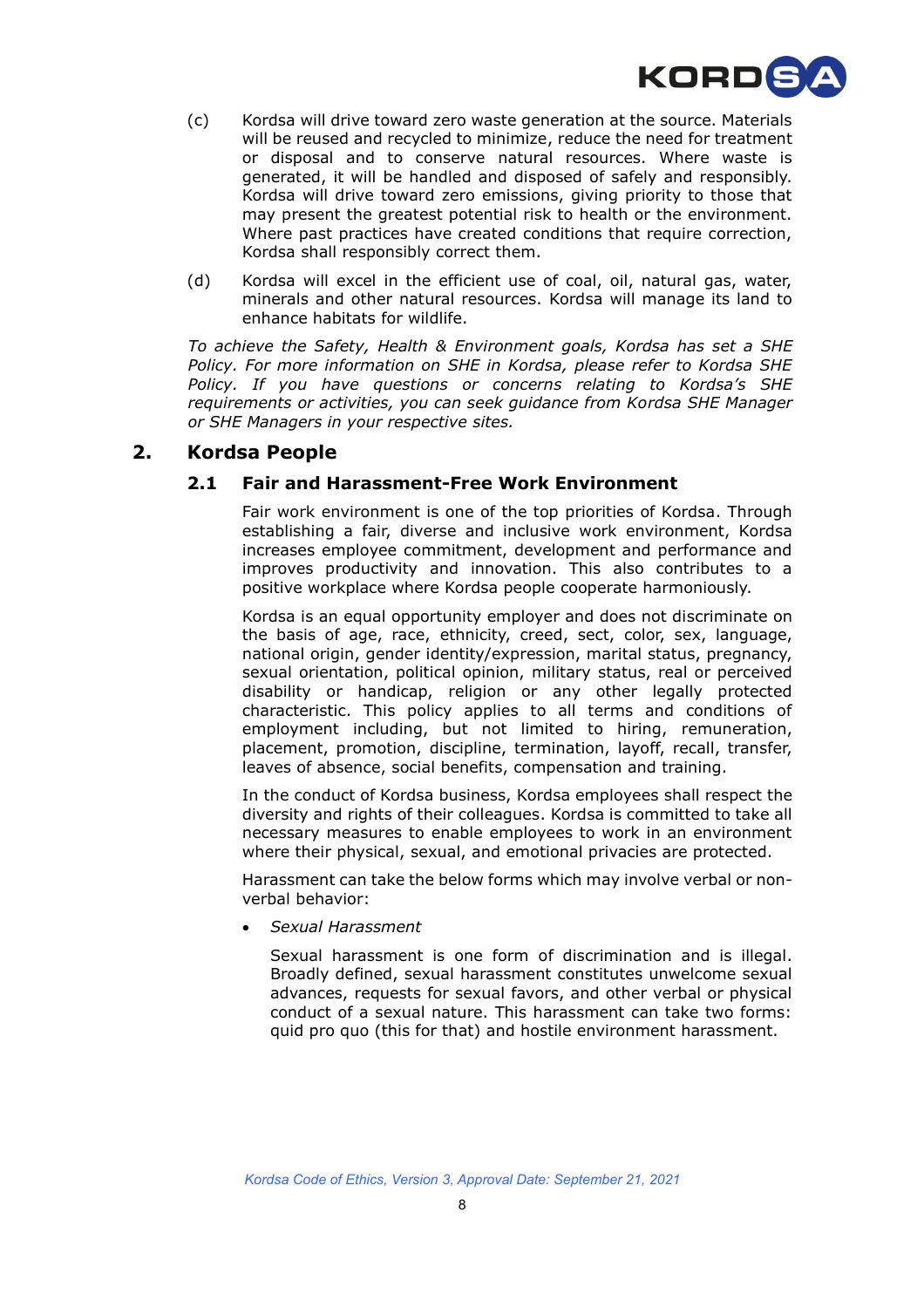(c) Kordsa will drive toward zero waste generation at the source. Materials will be reused and recycled to minimize, reduce the need for treatment or disposal and to conserve natural resources. Where waste is generated, it will be handled and disposed of safely and responsibly. Kordsa will drive toward zero emissions, giving priority to those that may present the greatest potential risk to health or the environment. Where past practices have created conditions that require correction, Kordsa shall responsibly correct them.

(d) Kordsa will excel in the efficient use of coal, oil, natural gas, water, minerals and other natural resources. Kordsa will manage its land to enhance habitats for wildlife.

*To achieve the Safety, Health & Environment goals, Kordsa has set a SHE Policy. For more information on SHE in Kordsa, please refer to Kordsa SHE Policy. If you have questions or concerns relating to Kordsa's SHE requirements or activities, you can seek guidance from Kordsa SHE Manager or SHE Managers in your respective sites.*

## 2. Kordsa People

### 2.1 Fair and Harassment-Free Work Environment

Fair work environment is one of the top priorities of Kordsa. Through establishing a fair, diverse and inclusive work environment, Kordsa increases employee commitment, development and performance and improves productivity and innovation. This also contributes to a positive workplace where Kordsa people cooperate harmoniously.

Kordsa is an equal opportunity employer and does not discriminate on the basis of age, race, ethnicity, creed, sect, color, sex, language, national origin, gender identity/expression, marital status, pregnancy, sexual orientation, political opinion, military status, real or perceived disability or handicap, religion or any other legally protected characteristic. This policy applies to all terms and conditions of employment including, but not limited to hiring, remuneration, placement, promotion, discipline, termination, layoff, recall, transfer, leaves of absence, social benefits, compensation and training.

In the conduct of Kordsa business, Kordsa employees shall respect the diversity and rights of their colleagues. Kordsa is committed to take all necessary measures to enable employees to work in an environment where their physical, sexual, and emotional privacies are protected.

Harassment can take the below forms which may involve verbal or non-verbal behavior:

- *Sexual Harassment*

  Sexual harassment is one form of discrimination and is illegal. Broadly defined, sexual harassment constitutes unwelcome sexual advances, requests for sexual favors, and other verbal or physical conduct of a sexual nature. This harassment can take two forms: quid pro quo (this for that) and hostile environment harassment.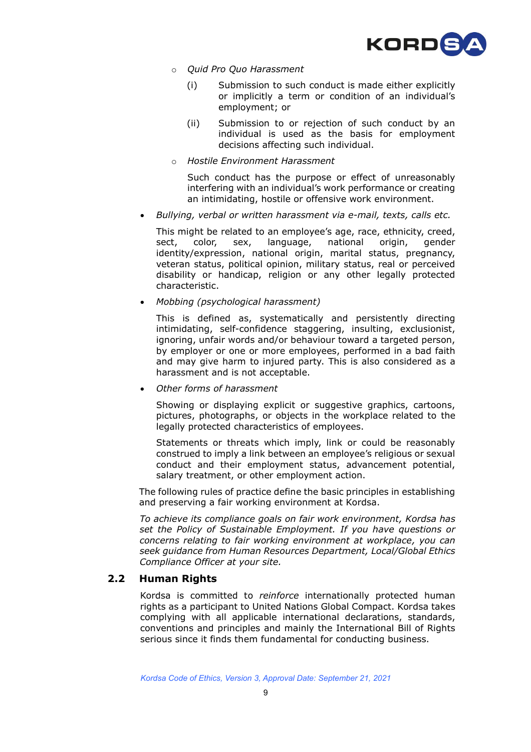- *Quid Pro Quo Harassment*

  (i) Submission to such conduct is made either explicitly or implicitly a term or condition of an individual's employment; or

  (ii) Submission to or rejection of such conduct by an individual is used as the basis for employment decisions affecting such individual.

- *Hostile Environment Harassment*

  Such conduct has the purpose or effect of unreasonably interfering with an individual's work performance or creating an intimidating, hostile or offensive work environment.

- *Bullying, verbal or written harassment via e-mail, texts, calls etc.*

  This might be related to an employee's age, race, ethnicity, creed, sect, color, sex, language, national origin, gender identity/expression, national origin, marital status, pregnancy, veteran status, political opinion, military status, real or perceived disability or handicap, religion or any other legally protected characteristic.

- *Mobbing (psychological harassment)*

  This is defined as, systematically and persistently directing intimidating, self-confidence staggering, insulting, exclusionist, ignoring, unfair words and/or behaviour toward a targeted person, by employer or one or more employees, performed in a bad faith and may give harm to injured party. This is also considered as a harassment and is not acceptable.

- *Other forms of harassment*

  Showing or displaying explicit or suggestive graphics, cartoons, pictures, photographs, or objects in the workplace related to the legally protected characteristics of employees.

  Statements or threats which imply, link or could be reasonably construed to imply a link between an employee's religious or sexual conduct and their employment status, advancement potential, salary treatment, or other employment action.

The following rules of practice define the basic principles in establishing and preserving a fair working environment at Kordsa.

*To achieve its compliance goals on fair work environment, Kordsa has set the Policy of Sustainable Employment. If you have questions or concerns relating to fair working environment at workplace, you can seek guidance from Human Resources Department, Local/Global Ethics Compliance Officer at your site.*

## 2.2 Human Rights

Kordsa is committed to *reinforce* internationally protected human rights as a participant to United Nations Global Compact. Kordsa takes complying with all applicable international declarations, standards, conventions and principles and mainly the International Bill of Rights serious since it finds them fundamental for conducting business.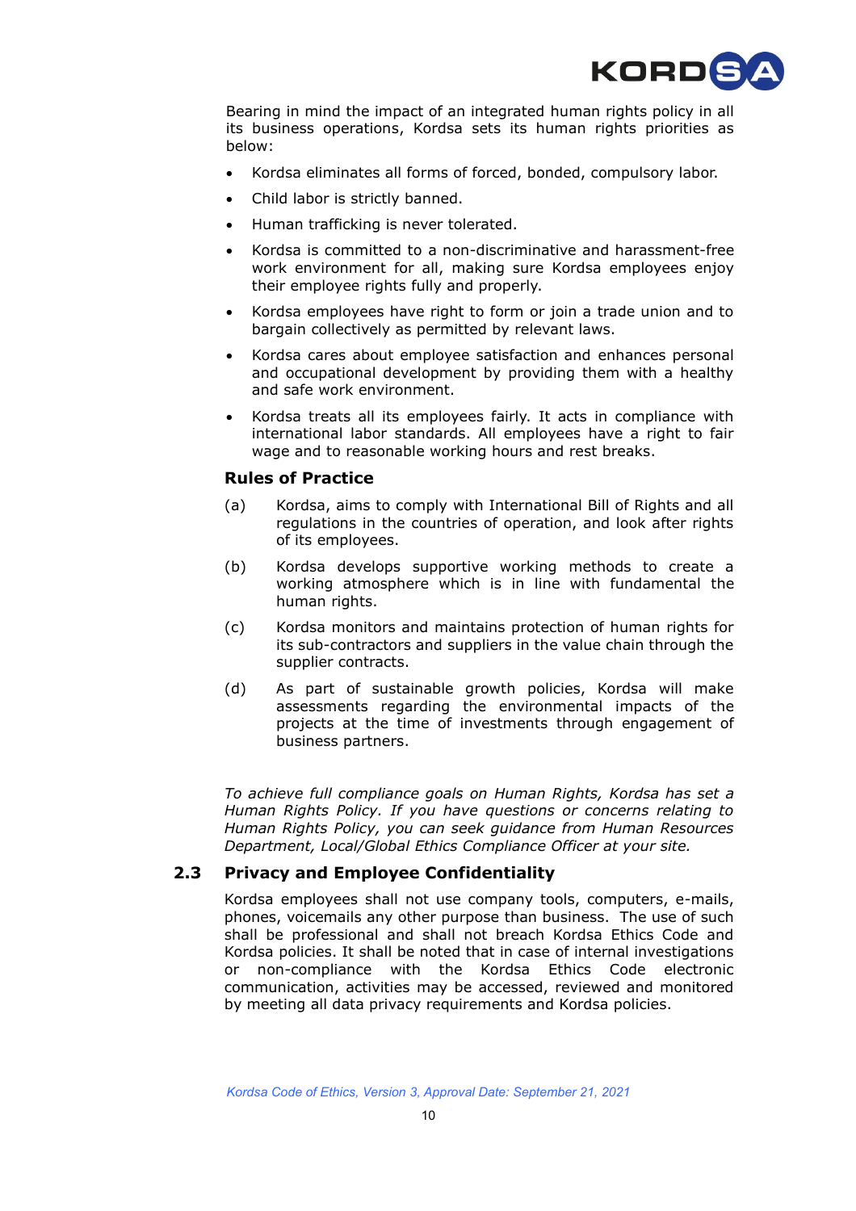Bearing in mind the impact of an integrated human rights policy in all its business operations, Kordsa sets its human rights priorities as below:

- Kordsa eliminates all forms of forced, bonded, compulsory labor.
- Child labor is strictly banned.
- Human trafficking is never tolerated.
- Kordsa is committed to a non-discriminative and harassment-free work environment for all, making sure Kordsa employees enjoy their employee rights fully and properly.
- Kordsa employees have right to form or join a trade union and to bargain collectively as permitted by relevant laws.
- Kordsa cares about employee satisfaction and enhances personal and occupational development by providing them with a healthy and safe work environment.
- Kordsa treats all its employees fairly. It acts in compliance with international labor standards. All employees have a right to fair wage and to reasonable working hours and rest breaks.

### Rules of Practice

(a) Kordsa, aims to comply with International Bill of Rights and all regulations in the countries of operation, and look after rights of its employees.

(b) Kordsa develops supportive working methods to create a working atmosphere which is in line with fundamental the human rights.

(c) Kordsa monitors and maintains protection of human rights for its sub-contractors and suppliers in the value chain through the supplier contracts.

(d) As part of sustainable growth policies, Kordsa will make assessments regarding the environmental impacts of the projects at the time of investments through engagement of business partners.

*To achieve full compliance goals on Human Rights, Kordsa has set a Human Rights Policy. If you have questions or concerns relating to Human Rights Policy, you can seek guidance from Human Resources Department, Local/Global Ethics Compliance Officer at your site.*

## 2.3 Privacy and Employee Confidentiality

Kordsa employees shall not use company tools, computers, e-mails, phones, voicemails any other purpose than business. The use of such shall be professional and shall not breach Kordsa Ethics Code and Kordsa policies. It shall be noted that in case of internal investigations or non-compliance with the Kordsa Ethics Code electronic communication, activities may be accessed, reviewed and monitored by meeting all data privacy requirements and Kordsa policies.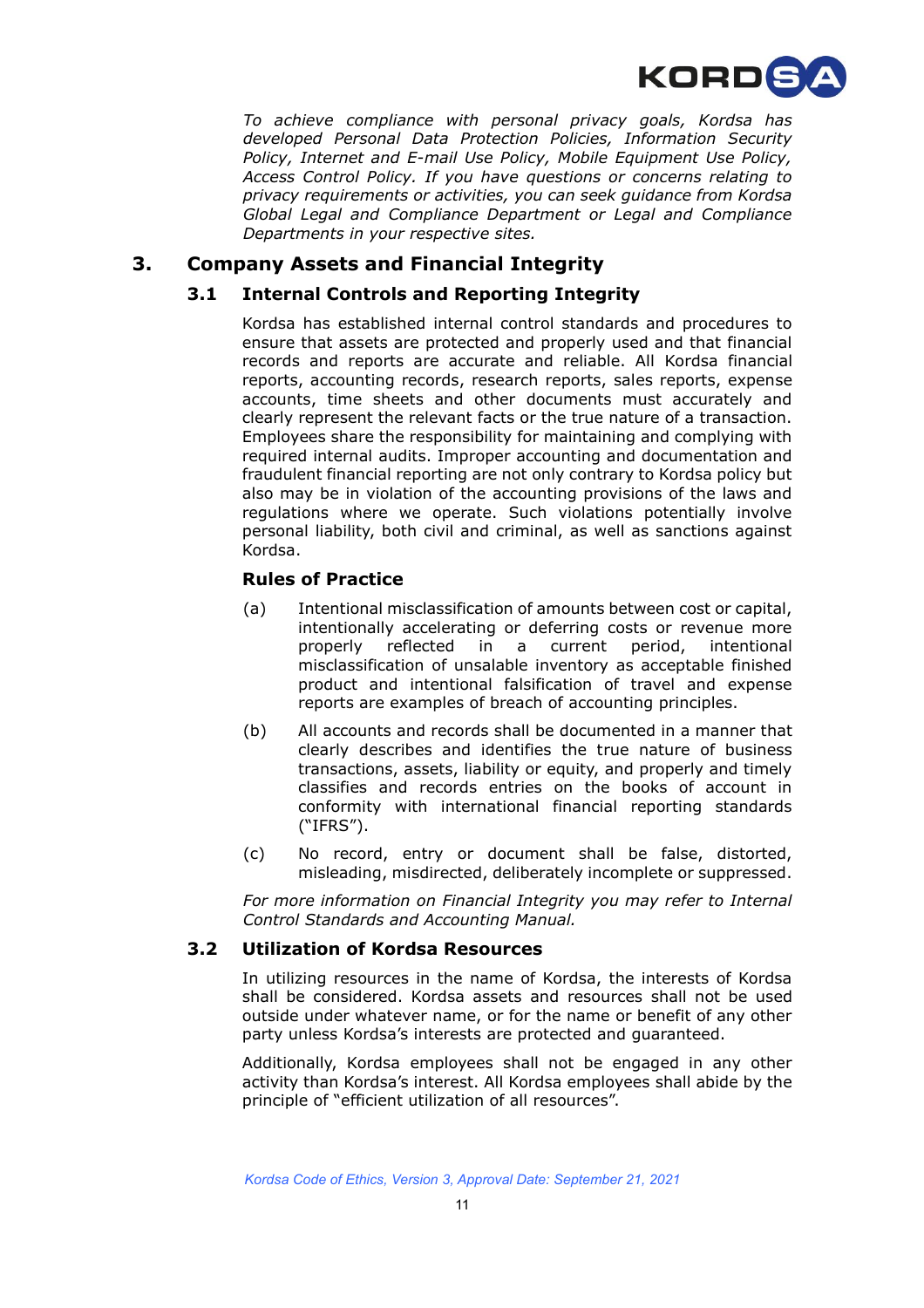*To achieve compliance with personal privacy goals, Kordsa has developed Personal Data Protection Policies, Information Security Policy, Internet and E-mail Use Policy, Mobile Equipment Use Policy, Access Control Policy. If you have questions or concerns relating to privacy requirements or activities, you can seek guidance from Kordsa Global Legal and Compliance Department or Legal and Compliance Departments in your respective sites.*

## 3. Company Assets and Financial Integrity

### 3.1 Internal Controls and Reporting Integrity

Kordsa has established internal control standards and procedures to ensure that assets are protected and properly used and that financial records and reports are accurate and reliable. All Kordsa financial reports, accounting records, research reports, sales reports, expense accounts, time sheets and other documents must accurately and clearly represent the relevant facts or the true nature of a transaction. Employees share the responsibility for maintaining and complying with required internal audits. Improper accounting and documentation and fraudulent financial reporting are not only contrary to Kordsa policy but also may be in violation of the accounting provisions of the laws and regulations where we operate. Such violations potentially involve personal liability, both civil and criminal, as well as sanctions against Kordsa.

#### Rules of Practice

(a) Intentional misclassification of amounts between cost or capital, intentionally accelerating or deferring costs or revenue more properly reflected in a current period, intentional misclassification of unsalable inventory as acceptable finished product and intentional falsification of travel and expense reports are examples of breach of accounting principles.

(b) All accounts and records shall be documented in a manner that clearly describes and identifies the true nature of business transactions, assets, liability or equity, and properly and timely classifies and records entries on the books of account in conformity with international financial reporting standards ("IFRS").

(c) No record, entry or document shall be false, distorted, misleading, misdirected, deliberately incomplete or suppressed.

*For more information on Financial Integrity you may refer to Internal Control Standards and Accounting Manual.*

### 3.2 Utilization of Kordsa Resources

In utilizing resources in the name of Kordsa, the interests of Kordsa shall be considered. Kordsa assets and resources shall not be used outside under whatever name, or for the name or benefit of any other party unless Kordsa's interests are protected and guaranteed.

Additionally, Kordsa employees shall not be engaged in any other activity than Kordsa's interest. All Kordsa employees shall abide by the principle of "efficient utilization of all resources".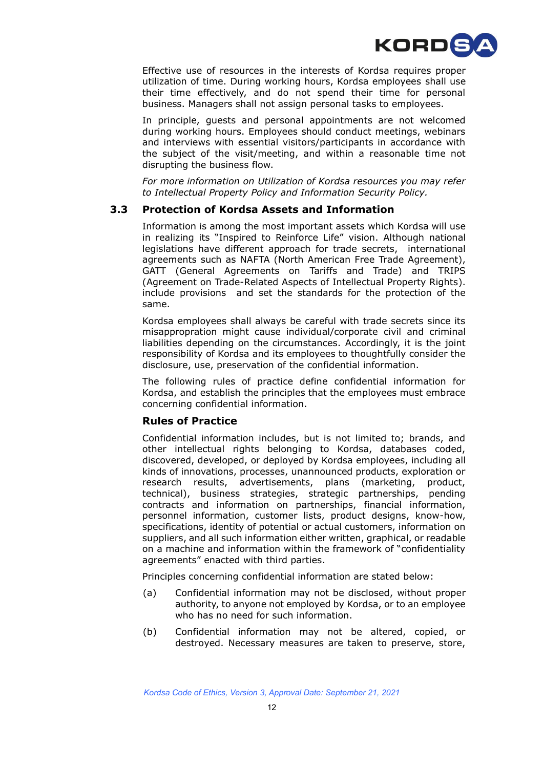Effective use of resources in the interests of Kordsa requires proper utilization of time. During working hours, Kordsa employees shall use their time effectively, and do not spend their time for personal business. Managers shall not assign personal tasks to employees.

In principle, guests and personal appointments are not welcomed during working hours. Employees should conduct meetings, webinars and interviews with essential visitors/participants in accordance with the subject of the visit/meeting, and within a reasonable time not disrupting the business flow.

*For more information on Utilization of Kordsa resources you may refer to Intellectual Property Policy and Information Security Policy.*

## 3.3 Protection of Kordsa Assets and Information

Information is among the most important assets which Kordsa will use in realizing its "Inspired to Reinforce Life" vision. Although national legislations have different approach for trade secrets, international agreements such as NAFTA (North American Free Trade Agreement), GATT (General Agreements on Tariffs and Trade) and TRIPS (Agreement on Trade-Related Aspects of Intellectual Property Rights). include provisions and set the standards for the protection of the same.

Kordsa employees shall always be careful with trade secrets since its misappropriation might cause individual/corporate civil and criminal liabilities depending on the circumstances. Accordingly, it is the joint responsibility of Kordsa and its employees to thoughtfully consider the disclosure, use, preservation of the confidential information.

The following rules of practice define confidential information for Kordsa, and establish the principles that the employees must embrace concerning confidential information.

### Rules of Practice

Confidential information includes, but is not limited to; brands, and other intellectual rights belonging to Kordsa, databases coded, discovered, developed, or deployed by Kordsa employees, including all kinds of innovations, processes, unannounced products, exploration or research results, advertisements, plans (marketing, product, technical), business strategies, strategic partnerships, pending contracts and information on partnerships, financial information, personnel information, customer lists, product designs, know-how, specifications, identity of potential or actual customers, information on suppliers, and all such information either written, graphical, or readable on a machine and information within the framework of "confidentiality agreements" enacted with third parties.

Principles concerning confidential information are stated below:

(a) Confidential information may not be disclosed, without proper authority, to anyone not employed by Kordsa, or to an employee who has no need for such information.

(b) Confidential information may not be altered, copied, or destroyed. Necessary measures are taken to preserve, store,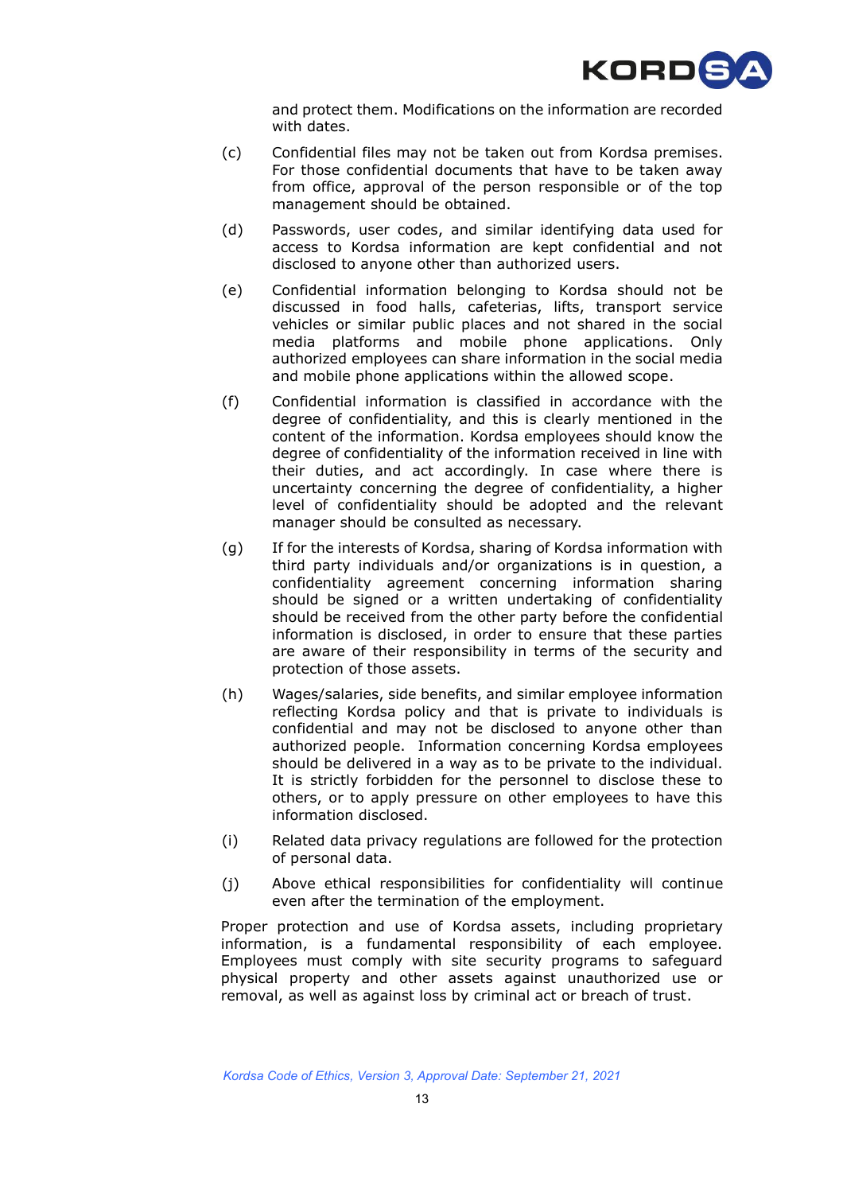and protect them. Modifications on the information are recorded with dates.

(c) Confidential files may not be taken out from Kordsa premises. For those confidential documents that have to be taken away from office, approval of the person responsible or of the top management should be obtained.

(d) Passwords, user codes, and similar identifying data used for access to Kordsa information are kept confidential and not disclosed to anyone other than authorized users.

(e) Confidential information belonging to Kordsa should not be discussed in food halls, cafeterias, lifts, transport service vehicles or similar public places and not shared in the social media platforms and mobile phone applications. Only authorized employees can share information in the social media and mobile phone applications within the allowed scope.

(f) Confidential information is classified in accordance with the degree of confidentiality, and this is clearly mentioned in the content of the information. Kordsa employees should know the degree of confidentiality of the information received in line with their duties, and act accordingly. In case where there is uncertainty concerning the degree of confidentiality, a higher level of confidentiality should be adopted and the relevant manager should be consulted as necessary.

(g) If for the interests of Kordsa, sharing of Kordsa information with third party individuals and/or organizations is in question, a confidentiality agreement concerning information sharing should be signed or a written undertaking of confidentiality should be received from the other party before the confidential information is disclosed, in order to ensure that these parties are aware of their responsibility in terms of the security and protection of those assets.

(h) Wages/salaries, side benefits, and similar employee information reflecting Kordsa policy and that is private to individuals is confidential and may not be disclosed to anyone other than authorized people. Information concerning Kordsa employees should be delivered in a way as to be private to the individual. It is strictly forbidden for the personnel to disclose these to others, or to apply pressure on other employees to have this information disclosed.

(i) Related data privacy regulations are followed for the protection of personal data.

(j) Above ethical responsibilities for confidentiality will continue even after the termination of the employment.

Proper protection and use of Kordsa assets, including proprietary information, is a fundamental responsibility of each employee. Employees must comply with site security programs to safeguard physical property and other assets against unauthorized use or removal, as well as against loss by criminal act or breach of trust.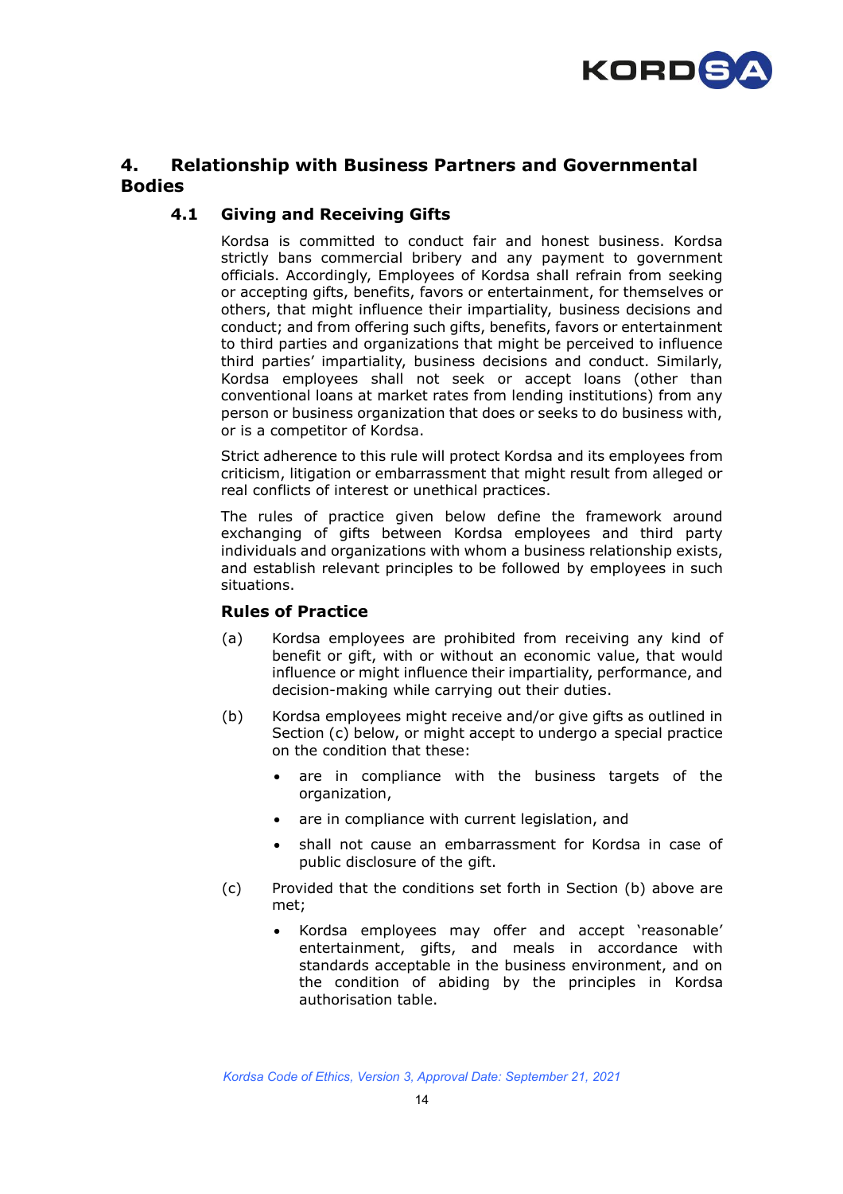## 4. Relationship with Business Partners and Governmental Bodies

### 4.1 Giving and Receiving Gifts

Kordsa is committed to conduct fair and honest business. Kordsa strictly bans commercial bribery and any payment to government officials. Accordingly, Employees of Kordsa shall refrain from seeking or accepting gifts, benefits, favors or entertainment, for themselves or others, that might influence their impartiality, business decisions and conduct; and from offering such gifts, benefits, favors or entertainment to third parties and organizations that might be perceived to influence third parties' impartiality, business decisions and conduct. Similarly, Kordsa employees shall not seek or accept loans (other than conventional loans at market rates from lending institutions) from any person or business organization that does or seeks to do business with, or is a competitor of Kordsa.

Strict adherence to this rule will protect Kordsa and its employees from criticism, litigation or embarrassment that might result from alleged or real conflicts of interest or unethical practices.

The rules of practice given below define the framework around exchanging of gifts between Kordsa employees and third party individuals and organizations with whom a business relationship exists, and establish relevant principles to be followed by employees in such situations.

#### Rules of Practice

(a) Kordsa employees are prohibited from receiving any kind of benefit or gift, with or without an economic value, that would influence or might influence their impartiality, performance, and decision-making while carrying out their duties.

(b) Kordsa employees might receive and/or give gifts as outlined in Section (c) below, or might accept to undergo a special practice on the condition that these:

- are in compliance with the business targets of the organization,
- are in compliance with current legislation, and
- shall not cause an embarrassment for Kordsa in case of public disclosure of the gift.

(c) Provided that the conditions set forth in Section (b) above are met;

- Kordsa employees may offer and accept 'reasonable' entertainment, gifts, and meals in accordance with standards acceptable in the business environment, and on the condition of abiding by the principles in Kordsa authorisation table.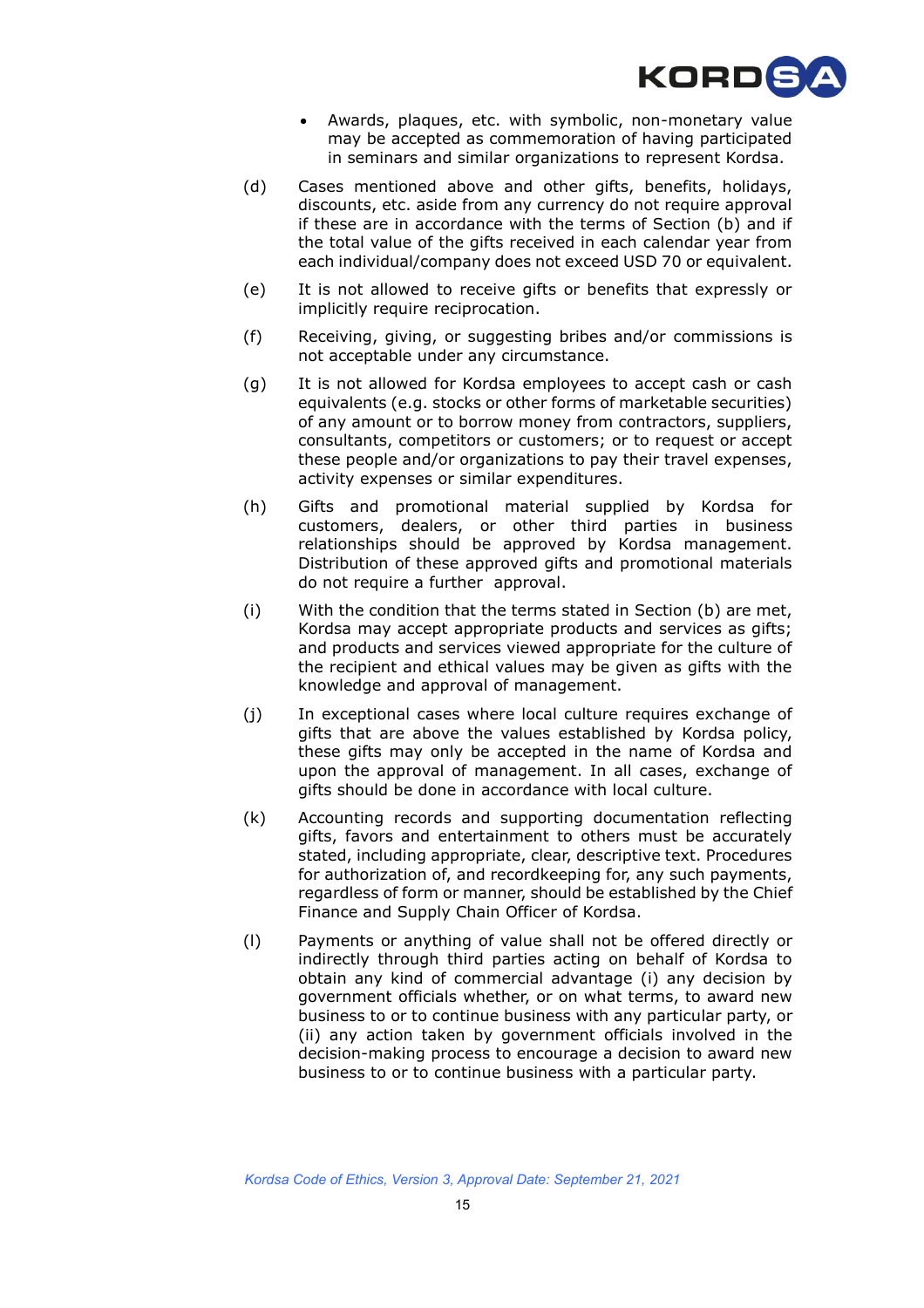- Awards, plaques, etc. with symbolic, non-monetary value may be accepted as commemoration of having participated in seminars and similar organizations to represent Kordsa.

(d) Cases mentioned above and other gifts, benefits, holidays, discounts, etc. aside from any currency do not require approval if these are in accordance with the terms of Section (b) and if the total value of the gifts received in each calendar year from each individual/company does not exceed USD 70 or equivalent.

(e) It is not allowed to receive gifts or benefits that expressly or implicitly require reciprocation.

(f) Receiving, giving, or suggesting bribes and/or commissions is not acceptable under any circumstance.

(g) It is not allowed for Kordsa employees to accept cash or cash equivalents (e.g. stocks or other forms of marketable securities) of any amount or to borrow money from contractors, suppliers, consultants, competitors or customers; or to request or accept these people and/or organizations to pay their travel expenses, activity expenses or similar expenditures.

(h) Gifts and promotional material supplied by Kordsa for customers, dealers, or other third parties in business relationships should be approved by Kordsa management. Distribution of these approved gifts and promotional materials do not require a further approval.

(i) With the condition that the terms stated in Section (b) are met, Kordsa may accept appropriate products and services as gifts; and products and services viewed appropriate for the culture of the recipient and ethical values may be given as gifts with the knowledge and approval of management.

(j) In exceptional cases where local culture requires exchange of gifts that are above the values established by Kordsa policy, these gifts may only be accepted in the name of Kordsa and upon the approval of management. In all cases, exchange of gifts should be done in accordance with local culture.

(k) Accounting records and supporting documentation reflecting gifts, favors and entertainment to others must be accurately stated, including appropriate, clear, descriptive text. Procedures for authorization of, and recordkeeping for, any such payments, regardless of form or manner, should be established by the Chief Finance and Supply Chain Officer of Kordsa.

(l) Payments or anything of value shall not be offered directly or indirectly through third parties acting on behalf of Kordsa to obtain any kind of commercial advantage (i) any decision by government officials whether, or on what terms, to award new business to or to continue business with any particular party, or (ii) any action taken by government officials involved in the decision-making process to encourage a decision to award new business to or to continue business with a particular party.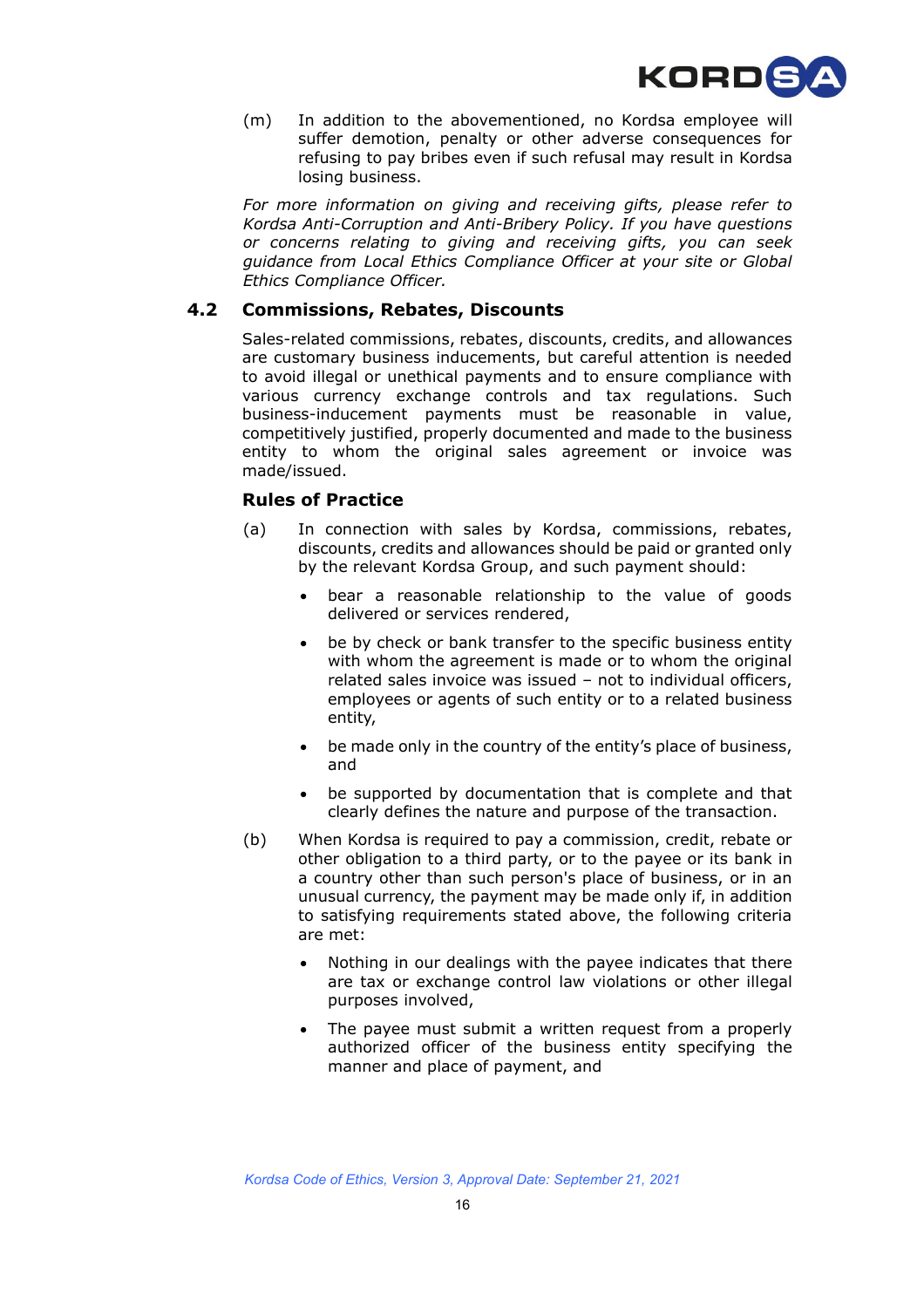(m) In addition to the abovementioned, no Kordsa employee will suffer demotion, penalty or other adverse consequences for refusing to pay bribes even if such refusal may result in Kordsa losing business.

*For more information on giving and receiving gifts, please refer to Kordsa Anti-Corruption and Anti-Bribery Policy. If you have questions or concerns relating to giving and receiving gifts, you can seek guidance from Local Ethics Compliance Officer at your site or Global Ethics Compliance Officer.*

## 4.2 Commissions, Rebates, Discounts

Sales-related commissions, rebates, discounts, credits, and allowances are customary business inducements, but careful attention is needed to avoid illegal or unethical payments and to ensure compliance with various currency exchange controls and tax regulations. Such business-inducement payments must be reasonable in value, competitively justified, properly documented and made to the business entity to whom the original sales agreement or invoice was made/issued.

### Rules of Practice

(a) In connection with sales by Kordsa, commissions, rebates, discounts, credits and allowances should be paid or granted only by the relevant Kordsa Group, and such payment should:

- bear a reasonable relationship to the value of goods delivered or services rendered,
- be by check or bank transfer to the specific business entity with whom the agreement is made or to whom the original related sales invoice was issued – not to individual officers, employees or agents of such entity or to a related business entity,
- be made only in the country of the entity's place of business, and
- be supported by documentation that is complete and that clearly defines the nature and purpose of the transaction.

(b) When Kordsa is required to pay a commission, credit, rebate or other obligation to a third party, or to the payee or its bank in a country other than such person's place of business, or in an unusual currency, the payment may be made only if, in addition to satisfying requirements stated above, the following criteria are met:

- Nothing in our dealings with the payee indicates that there are tax or exchange control law violations or other illegal purposes involved,
- The payee must submit a written request from a properly authorized officer of the business entity specifying the manner and place of payment, and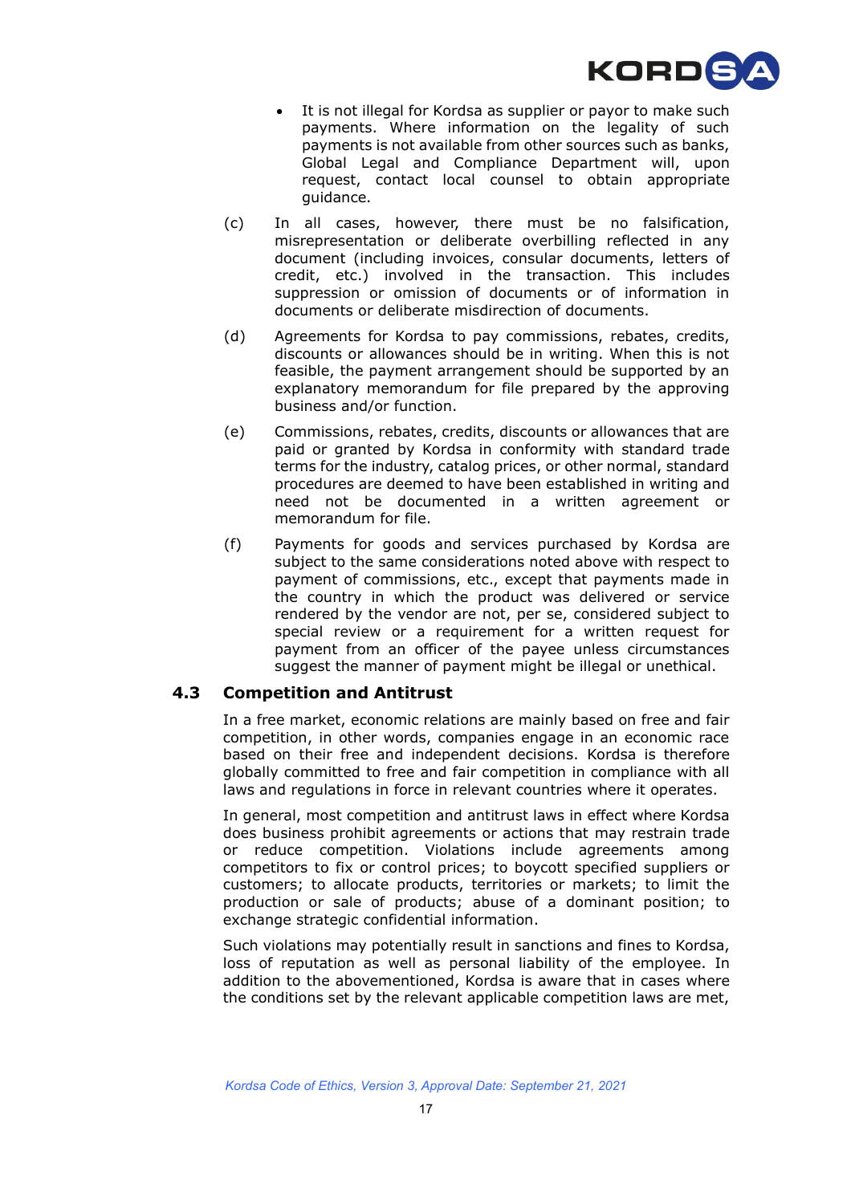- It is not illegal for Kordsa as supplier or payor to make such payments. Where information on the legality of such payments is not available from other sources such as banks, Global Legal and Compliance Department will, upon request, contact local counsel to obtain appropriate guidance.

(c) In all cases, however, there must be no falsification, misrepresentation or deliberate overbilling reflected in any document (including invoices, consular documents, letters of credit, etc.) involved in the transaction. This includes suppression or omission of documents or of information in documents or deliberate misdirection of documents.

(d) Agreements for Kordsa to pay commissions, rebates, credits, discounts or allowances should be in writing. When this is not feasible, the payment arrangement should be supported by an explanatory memorandum for file prepared by the approving business and/or function.

(e) Commissions, rebates, credits, discounts or allowances that are paid or granted by Kordsa in conformity with standard trade terms for the industry, catalog prices, or other normal, standard procedures are deemed to have been established in writing and need not be documented in a written agreement or memorandum for file.

(f) Payments for goods and services purchased by Kordsa are subject to the same considerations noted above with respect to payment of commissions, etc., except that payments made in the country in which the product was delivered or service rendered by the vendor are not, per se, considered subject to special review or a requirement for a written request for payment from an officer of the payee unless circumstances suggest the manner of payment might be illegal or unethical.

## 4.3 Competition and Antitrust

In a free market, economic relations are mainly based on free and fair competition, in other words, companies engage in an economic race based on their free and independent decisions. Kordsa is therefore globally committed to free and fair competition in compliance with all laws and regulations in force in relevant countries where it operates.

In general, most competition and antitrust laws in effect where Kordsa does business prohibit agreements or actions that may restrain trade or reduce competition. Violations include agreements among competitors to fix or control prices; to boycott specified suppliers or customers; to allocate products, territories or markets; to limit the production or sale of products; abuse of a dominant position; to exchange strategic confidential information.

Such violations may potentially result in sanctions and fines to Kordsa, loss of reputation as well as personal liability of the employee. In addition to the abovementioned, Kordsa is aware that in cases where the conditions set by the relevant applicable competition laws are met,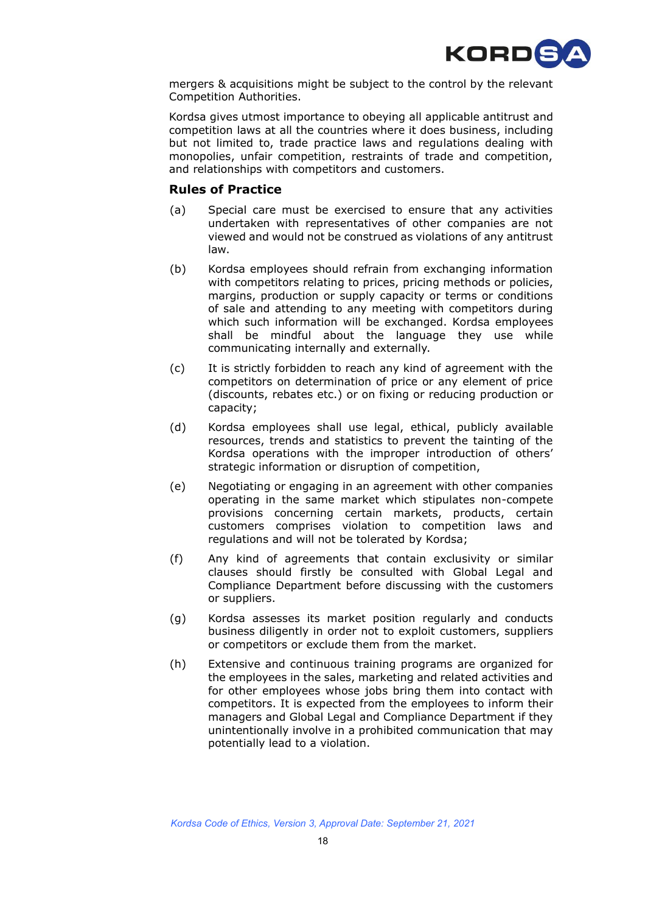mergers & acquisitions might be subject to the control by the relevant Competition Authorities.

Kordsa gives utmost importance to obeying all applicable antitrust and competition laws at all the countries where it does business, including but not limited to, trade practice laws and regulations dealing with monopolies, unfair competition, restraints of trade and competition, and relationships with competitors and customers.

### Rules of Practice

(a) Special care must be exercised to ensure that any activities undertaken with representatives of other companies are not viewed and would not be construed as violations of any antitrust law.

(b) Kordsa employees should refrain from exchanging information with competitors relating to prices, pricing methods or policies, margins, production or supply capacity or terms or conditions of sale and attending to any meeting with competitors during which such information will be exchanged. Kordsa employees shall be mindful about the language they use while communicating internally and externally.

(c) It is strictly forbidden to reach any kind of agreement with the competitors on determination of price or any element of price (discounts, rebates etc.) or on fixing or reducing production or capacity;

(d) Kordsa employees shall use legal, ethical, publicly available resources, trends and statistics to prevent the tainting of the Kordsa operations with the improper introduction of others' strategic information or disruption of competition,

(e) Negotiating or engaging in an agreement with other companies operating in the same market which stipulates non-compete provisions concerning certain markets, products, certain customers comprises violation to competition laws and regulations and will not be tolerated by Kordsa;

(f) Any kind of agreements that contain exclusivity or similar clauses should firstly be consulted with Global Legal and Compliance Department before discussing with the customers or suppliers.

(g) Kordsa assesses its market position regularly and conducts business diligently in order not to exploit customers, suppliers or competitors or exclude them from the market.

(h) Extensive and continuous training programs are organized for the employees in the sales, marketing and related activities and for other employees whose jobs bring them into contact with competitors. It is expected from the employees to inform their managers and Global Legal and Compliance Department if they unintentionally involve in a prohibited communication that may potentially lead to a violation.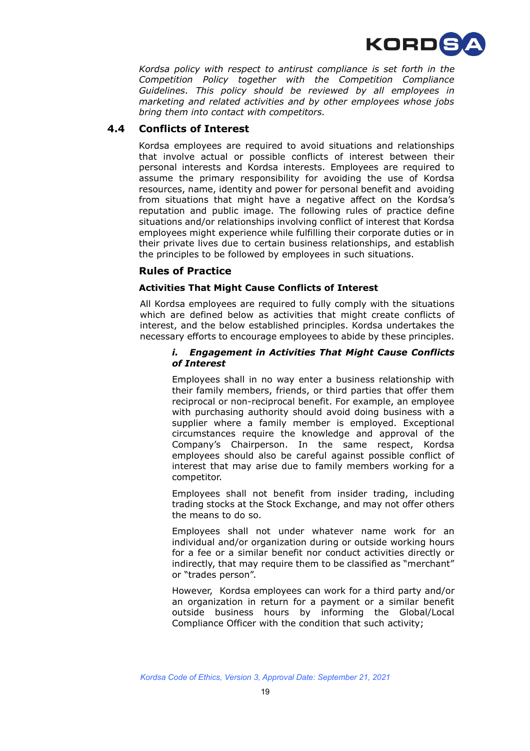*Kordsa policy with respect to antirust compliance is set forth in the Competition Policy together with the Competition Compliance Guidelines. This policy should be reviewed by all employees in marketing and related activities and by other employees whose jobs bring them into contact with competitors.*

## 4.4 Conflicts of Interest

Kordsa employees are required to avoid situations and relationships that involve actual or possible conflicts of interest between their personal interests and Kordsa interests. Employees are required to assume the primary responsibility for avoiding the use of Kordsa resources, name, identity and power for personal benefit and avoiding from situations that might have a negative affect on the Kordsa's reputation and public image. The following rules of practice define situations and/or relationships involving conflict of interest that Kordsa employees might experience while fulfilling their corporate duties or in their private lives due to certain business relationships, and establish the principles to be followed by employees in such situations.

### Rules of Practice

#### Activities That Might Cause Conflicts of Interest

All Kordsa employees are required to fully comply with the situations which are defined below as activities that might create conflicts of interest, and the below established principles. Kordsa undertakes the necessary efforts to encourage employees to abide by these principles.

***i. Engagement in Activities That Might Cause Conflicts of Interest***

Employees shall in no way enter a business relationship with their family members, friends, or third parties that offer them reciprocal or non-reciprocal benefit. For example, an employee with purchasing authority should avoid doing business with a supplier where a family member is employed. Exceptional circumstances require the knowledge and approval of the Company's Chairperson. In the same respect, Kordsa employees should also be careful against possible conflict of interest that may arise due to family members working for a competitor.

Employees shall not benefit from insider trading, including trading stocks at the Stock Exchange, and may not offer others the means to do so.

Employees shall not under whatever name work for an individual and/or organization during or outside working hours for a fee or a similar benefit nor conduct activities directly or indirectly, that may require them to be classified as "merchant" or "trades person".

However, Kordsa employees can work for a third party and/or an organization in return for a payment or a similar benefit outside business hours by informing the Global/Local Compliance Officer with the condition that such activity;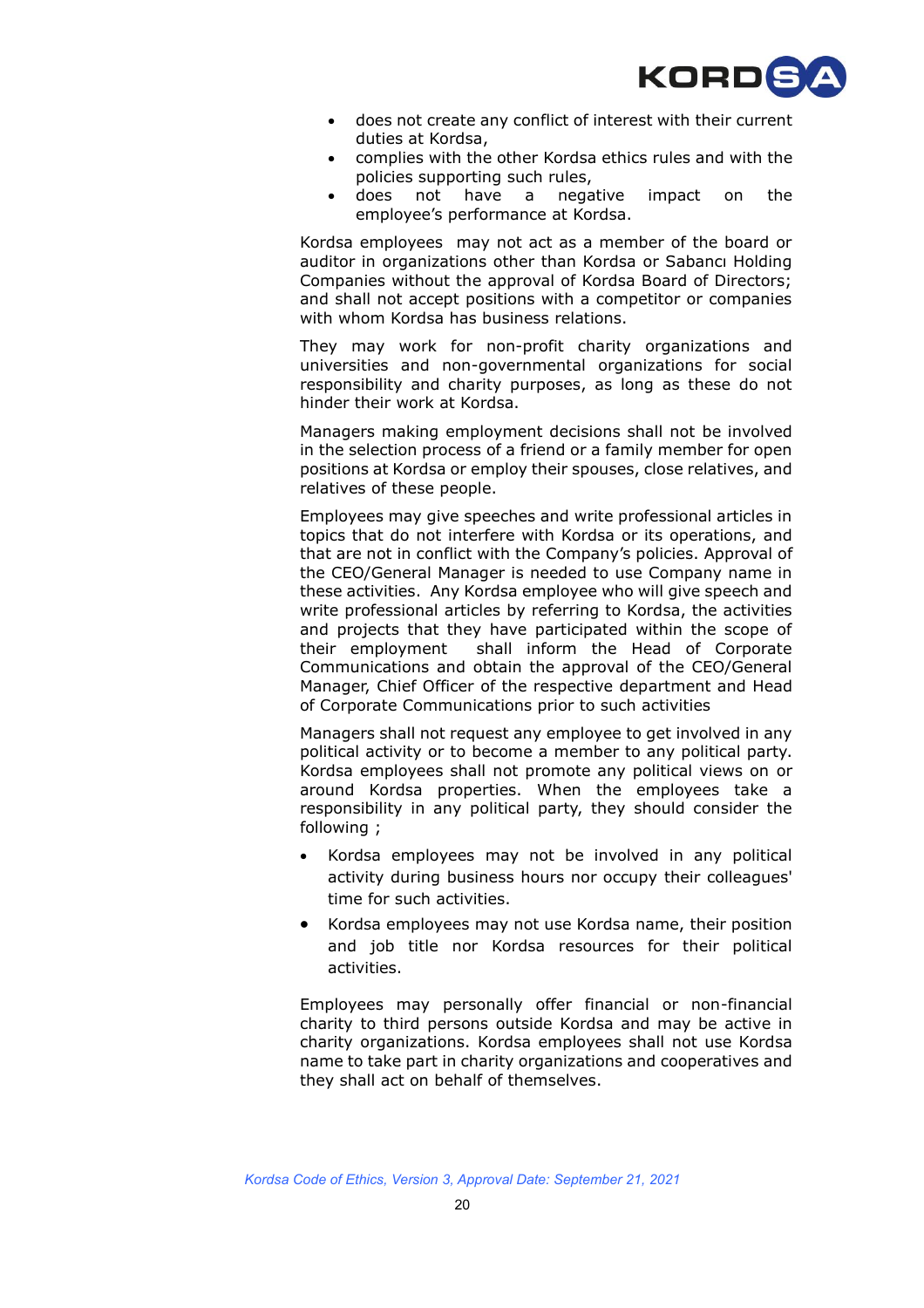- does not create any conflict of interest with their current duties at Kordsa,
- complies with the other Kordsa ethics rules and with the policies supporting such rules,
- does not have a negative impact on the employee's performance at Kordsa.

Kordsa employees may not act as a member of the board or auditor in organizations other than Kordsa or Sabancı Holding Companies without the approval of Kordsa Board of Directors; and shall not accept positions with a competitor or companies with whom Kordsa has business relations.

They may work for non-profit charity organizations and universities and non-governmental organizations for social responsibility and charity purposes, as long as these do not hinder their work at Kordsa.

Managers making employment decisions shall not be involved in the selection process of a friend or a family member for open positions at Kordsa or employ their spouses, close relatives, and relatives of these people.

Employees may give speeches and write professional articles in topics that do not interfere with Kordsa or its operations, and that are not in conflict with the Company's policies. Approval of the CEO/General Manager is needed to use Company name in these activities. Any Kordsa employee who will give speech and write professional articles by referring to Kordsa, the activities and projects that they have participated within the scope of their employment shall inform the Head of Corporate Communications and obtain the approval of the CEO/General Manager, Chief Officer of the respective department and Head of Corporate Communications prior to such activities

Managers shall not request any employee to get involved in any political activity or to become a member to any political party. Kordsa employees shall not promote any political views on or around Kordsa properties. When the employees take a responsibility in any political party, they should consider the following ;

- Kordsa employees may not be involved in any political activity during business hours nor occupy their colleagues' time for such activities.
- Kordsa employees may not use Kordsa name, their position and job title nor Kordsa resources for their political activities.

Employees may personally offer financial or non-financial charity to third persons outside Kordsa and may be active in charity organizations. Kordsa employees shall not use Kordsa name to take part in charity organizations and cooperatives and they shall act on behalf of themselves.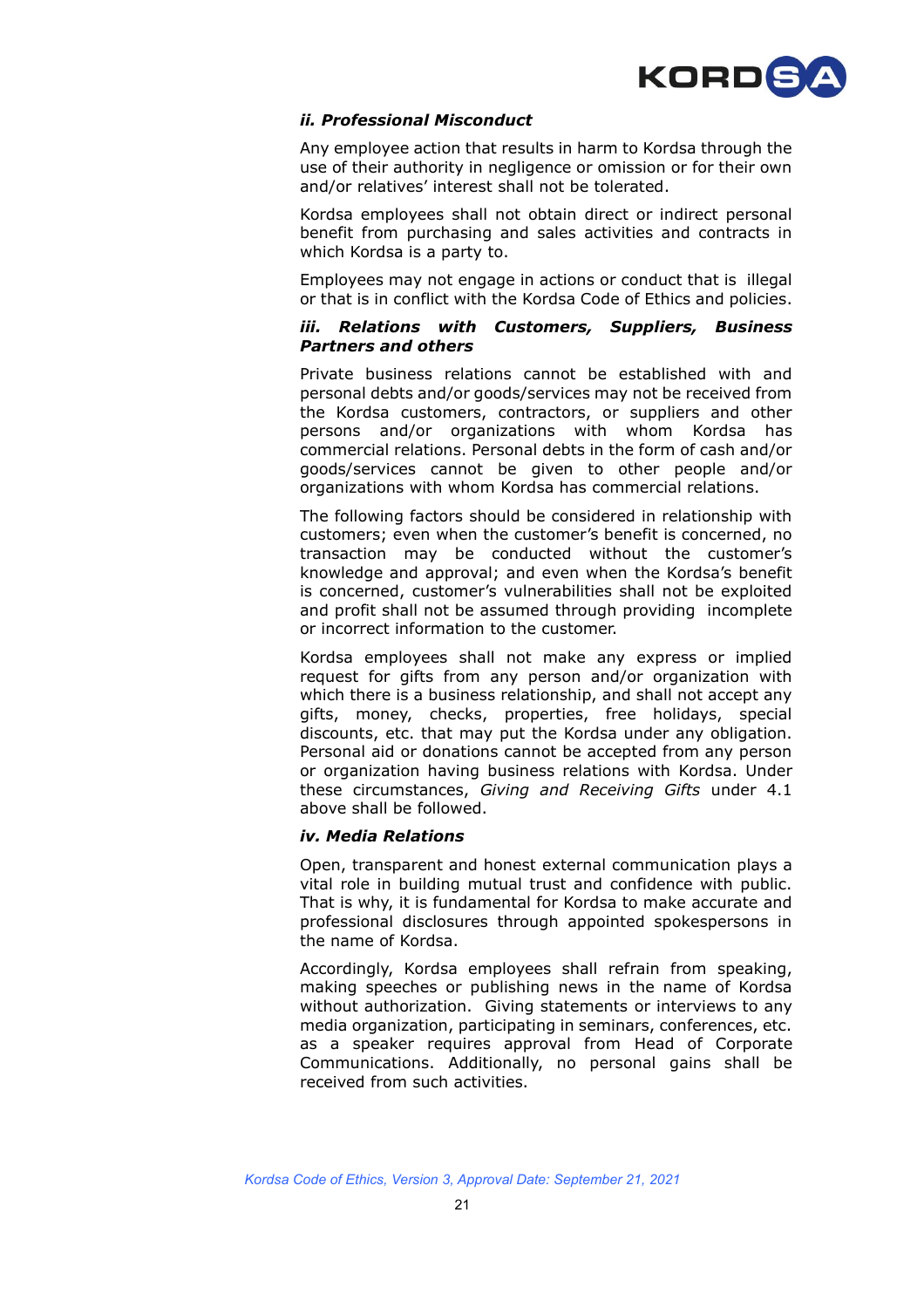### *ii. Professional Misconduct*

Any employee action that results in harm to Kordsa through the use of their authority in negligence or omission or for their own and/or relatives' interest shall not be tolerated.

Kordsa employees shall not obtain direct or indirect personal benefit from purchasing and sales activities and contracts in which Kordsa is a party to.

Employees may not engage in actions or conduct that is illegal or that is in conflict with the Kordsa Code of Ethics and policies.

### *iii. Relations with Customers, Suppliers, Business Partners and others*

Private business relations cannot be established with and personal debts and/or goods/services may not be received from the Kordsa customers, contractors, or suppliers and other persons and/or organizations with whom Kordsa has commercial relations. Personal debts in the form of cash and/or goods/services cannot be given to other people and/or organizations with whom Kordsa has commercial relations.

The following factors should be considered in relationship with customers; even when the customer's benefit is concerned, no transaction may be conducted without the customer's knowledge and approval; and even when the Kordsa's benefit is concerned, customer's vulnerabilities shall not be exploited and profit shall not be assumed through providing incomplete or incorrect information to the customer.

Kordsa employees shall not make any express or implied request for gifts from any person and/or organization with which there is a business relationship, and shall not accept any gifts, money, checks, properties, free holidays, special discounts, etc. that may put the Kordsa under any obligation. Personal aid or donations cannot be accepted from any person or organization having business relations with Kordsa. Under these circumstances, *Giving and Receiving Gifts* under 4.1 above shall be followed.

### *iv. Media Relations*

Open, transparent and honest external communication plays a vital role in building mutual trust and confidence with public. That is why, it is fundamental for Kordsa to make accurate and professional disclosures through appointed spokespersons in the name of Kordsa.

Accordingly, Kordsa employees shall refrain from speaking, making speeches or publishing news in the name of Kordsa without authorization. Giving statements or interviews to any media organization, participating in seminars, conferences, etc. as a speaker requires approval from Head of Corporate Communications. Additionally, no personal gains shall be received from such activities.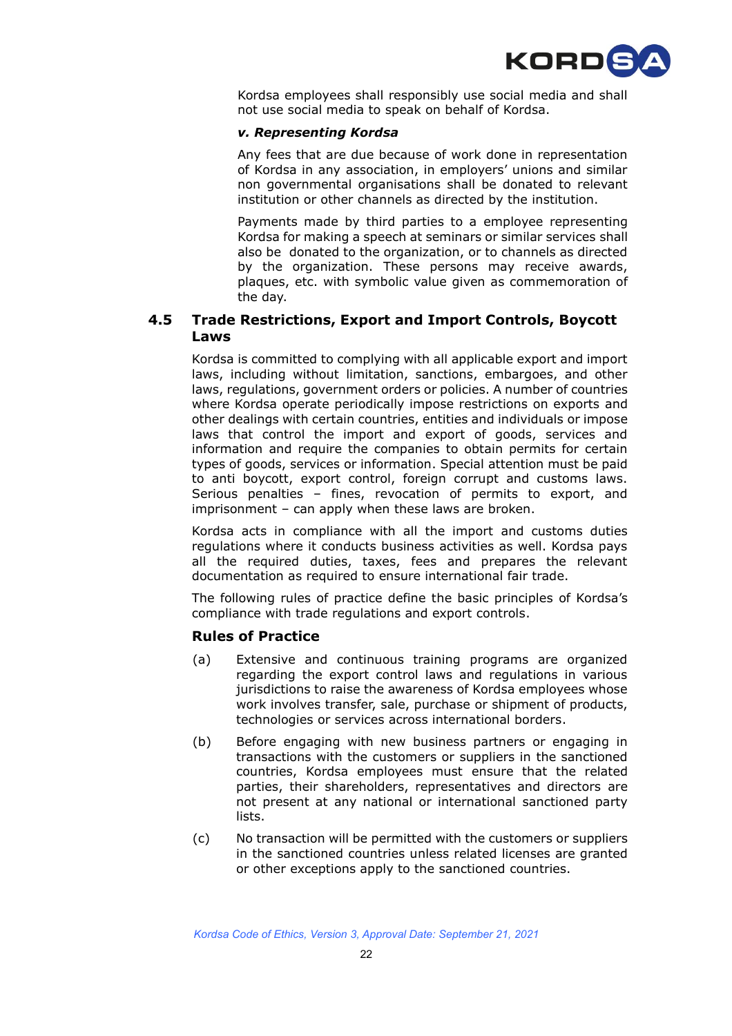Kordsa employees shall responsibly use social media and shall not use social media to speak on behalf of Kordsa.

***v. Representing Kordsa***

Any fees that are due because of work done in representation of Kordsa in any association, in employers' unions and similar non governmental organisations shall be donated to relevant institution or other channels as directed by the institution.

Payments made by third parties to a employee representing Kordsa for making a speech at seminars or similar services shall also be donated to the organization, or to channels as directed by the organization. These persons may receive awards, plaques, etc. with symbolic value given as commemoration of the day.

## 4.5 Trade Restrictions, Export and Import Controls, Boycott Laws

Kordsa is committed to complying with all applicable export and import laws, including without limitation, sanctions, embargoes, and other laws, regulations, government orders or policies. A number of countries where Kordsa operate periodically impose restrictions on exports and other dealings with certain countries, entities and individuals or impose laws that control the import and export of goods, services and information and require the companies to obtain permits for certain types of goods, services or information. Special attention must be paid to anti boycott, export control, foreign corrupt and customs laws. Serious penalties – fines, revocation of permits to export, and imprisonment – can apply when these laws are broken.

Kordsa acts in compliance with all the import and customs duties regulations where it conducts business activities as well. Kordsa pays all the required duties, taxes, fees and prepares the relevant documentation as required to ensure international fair trade.

The following rules of practice define the basic principles of Kordsa's compliance with trade regulations and export controls.

### Rules of Practice

(a) Extensive and continuous training programs are organized regarding the export control laws and regulations in various jurisdictions to raise the awareness of Kordsa employees whose work involves transfer, sale, purchase or shipment of products, technologies or services across international borders.

(b) Before engaging with new business partners or engaging in transactions with the customers or suppliers in the sanctioned countries, Kordsa employees must ensure that the related parties, their shareholders, representatives and directors are not present at any national or international sanctioned party lists.

(c) No transaction will be permitted with the customers or suppliers in the sanctioned countries unless related licenses are granted or other exceptions apply to the sanctioned countries.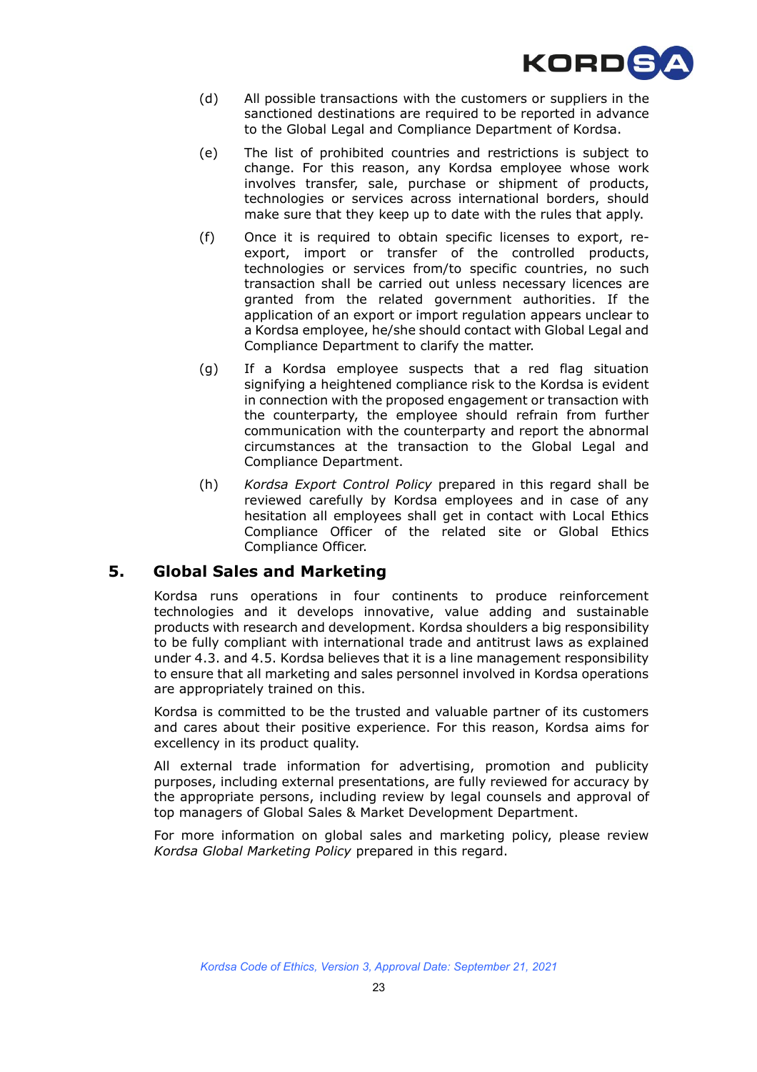(d) All possible transactions with the customers or suppliers in the sanctioned destinations are required to be reported in advance to the Global Legal and Compliance Department of Kordsa.

(e) The list of prohibited countries and restrictions is subject to change. For this reason, any Kordsa employee whose work involves transfer, sale, purchase or shipment of products, technologies or services across international borders, should make sure that they keep up to date with the rules that apply.

(f) Once it is required to obtain specific licenses to export, re-export, import or transfer of the controlled products, technologies or services from/to specific countries, no such transaction shall be carried out unless necessary licences are granted from the related government authorities. If the application of an export or import regulation appears unclear to a Kordsa employee, he/she should contact with Global Legal and Compliance Department to clarify the matter.

(g) If a Kordsa employee suspects that a red flag situation signifying a heightened compliance risk to the Kordsa is evident in connection with the proposed engagement or transaction with the counterparty, the employee should refrain from further communication with the counterparty and report the abnormal circumstances at the transaction to the Global Legal and Compliance Department.

(h) *Kordsa Export Control Policy* prepared in this regard shall be reviewed carefully by Kordsa employees and in case of any hesitation all employees shall get in contact with Local Ethics Compliance Officer of the related site or Global Ethics Compliance Officer.

## 5. Global Sales and Marketing

Kordsa runs operations in four continents to produce reinforcement technologies and it develops innovative, value adding and sustainable products with research and development. Kordsa shoulders a big responsibility to be fully compliant with international trade and antitrust laws as explained under 4.3. and 4.5. Kordsa believes that it is a line management responsibility to ensure that all marketing and sales personnel involved in Kordsa operations are appropriately trained on this.

Kordsa is committed to be the trusted and valuable partner of its customers and cares about their positive experience. For this reason, Kordsa aims for excellency in its product quality.

All external trade information for advertising, promotion and publicity purposes, including external presentations, are fully reviewed for accuracy by the appropriate persons, including review by legal counsels and approval of top managers of Global Sales & Market Development Department.

For more information on global sales and marketing policy, please review *Kordsa Global Marketing Policy* prepared in this regard.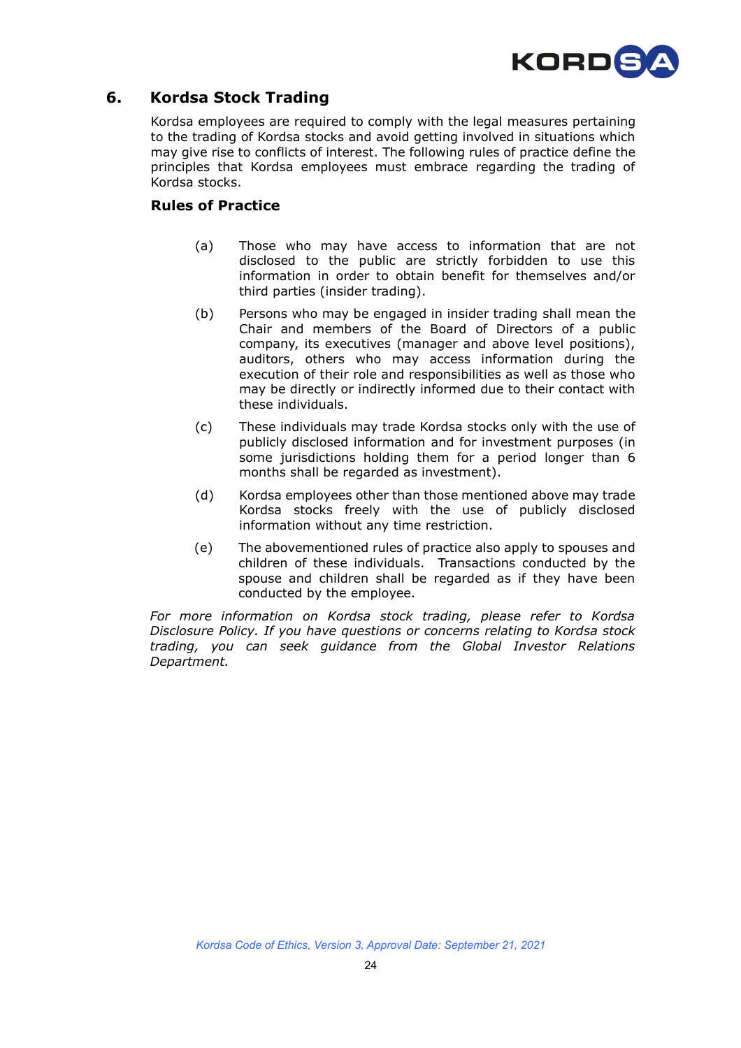## 6. Kordsa Stock Trading

Kordsa employees are required to comply with the legal measures pertaining to the trading of Kordsa stocks and avoid getting involved in situations which may give rise to conflicts of interest. The following rules of practice define the principles that Kordsa employees must embrace regarding the trading of Kordsa stocks.

### Rules of Practice

(a) Those who may have access to information that are not disclosed to the public are strictly forbidden to use this information in order to obtain benefit for themselves and/or third parties (insider trading).

(b) Persons who may be engaged in insider trading shall mean the Chair and members of the Board of Directors of a public company, its executives (manager and above level positions), auditors, others who may access information during the execution of their role and responsibilities as well as those who may be directly or indirectly informed due to their contact with these individuals.

(c) These individuals may trade Kordsa stocks only with the use of publicly disclosed information and for investment purposes (in some jurisdictions holding them for a period longer than 6 months shall be regarded as investment).

(d) Kordsa employees other than those mentioned above may trade Kordsa stocks freely with the use of publicly disclosed information without any time restriction.

(e) The abovementioned rules of practice also apply to spouses and children of these individuals. Transactions conducted by the spouse and children shall be regarded as if they have been conducted by the employee.

*For more information on Kordsa stock trading, please refer to Kordsa Disclosure Policy. If you have questions or concerns relating to Kordsa stock trading, you can seek guidance from the Global Investor Relations Department.*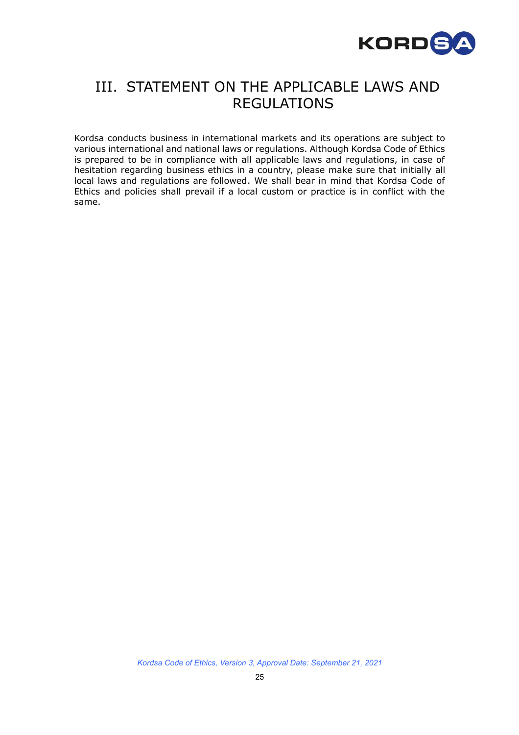# III. STATEMENT ON THE APPLICABLE LAWS AND REGULATIONS

Kordsa conducts business in international markets and its operations are subject to various international and national laws or regulations. Although Kordsa Code of Ethics is prepared to be in compliance with all applicable laws and regulations, in case of hesitation regarding business ethics in a country, please make sure that initially all local laws and regulations are followed. We shall bear in mind that Kordsa Code of Ethics and policies shall prevail if a local custom or practice is in conflict with the same.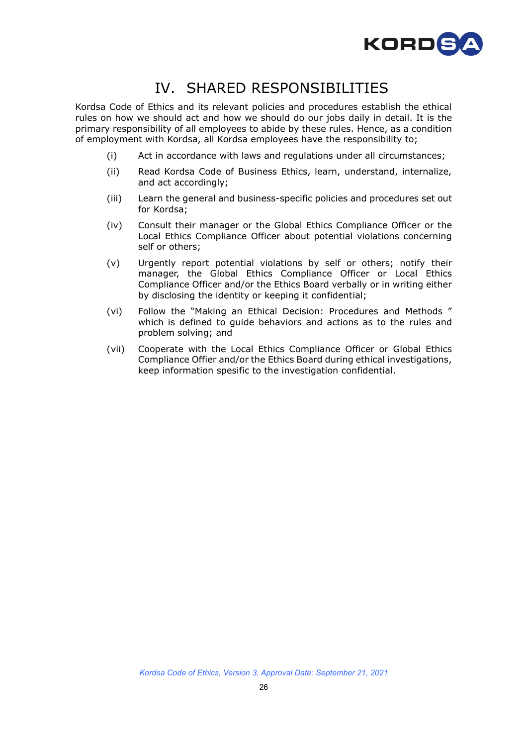# IV. SHARED RESPONSIBILITIES

Kordsa Code of Ethics and its relevant policies and procedures establish the ethical rules on how we should act and how we should do our jobs daily in detail. It is the primary responsibility of all employees to abide by these rules. Hence, as a condition of employment with Kordsa, all Kordsa employees have the responsibility to;

(i) Act in accordance with laws and regulations under all circumstances;

(ii) Read Kordsa Code of Business Ethics, learn, understand, internalize, and act accordingly;

(iii) Learn the general and business-specific policies and procedures set out for Kordsa;

(iv) Consult their manager or the Global Ethics Compliance Officer or the Local Ethics Compliance Officer about potential violations concerning self or others;

(v) Urgently report potential violations by self or others; notify their manager, the Global Ethics Compliance Officer or Local Ethics Compliance Officer and/or the Ethics Board verbally or in writing either by disclosing the identity or keeping it confidential;

(vi) Follow the "Making an Ethical Decision: Procedures and Methods " which is defined to guide behaviors and actions as to the rules and problem solving; and

(vii) Cooperate with the Local Ethics Compliance Officer or Global Ethics Compliance Offier and/or the Ethics Board during ethical investigations, keep information spesific to the investigation confidential.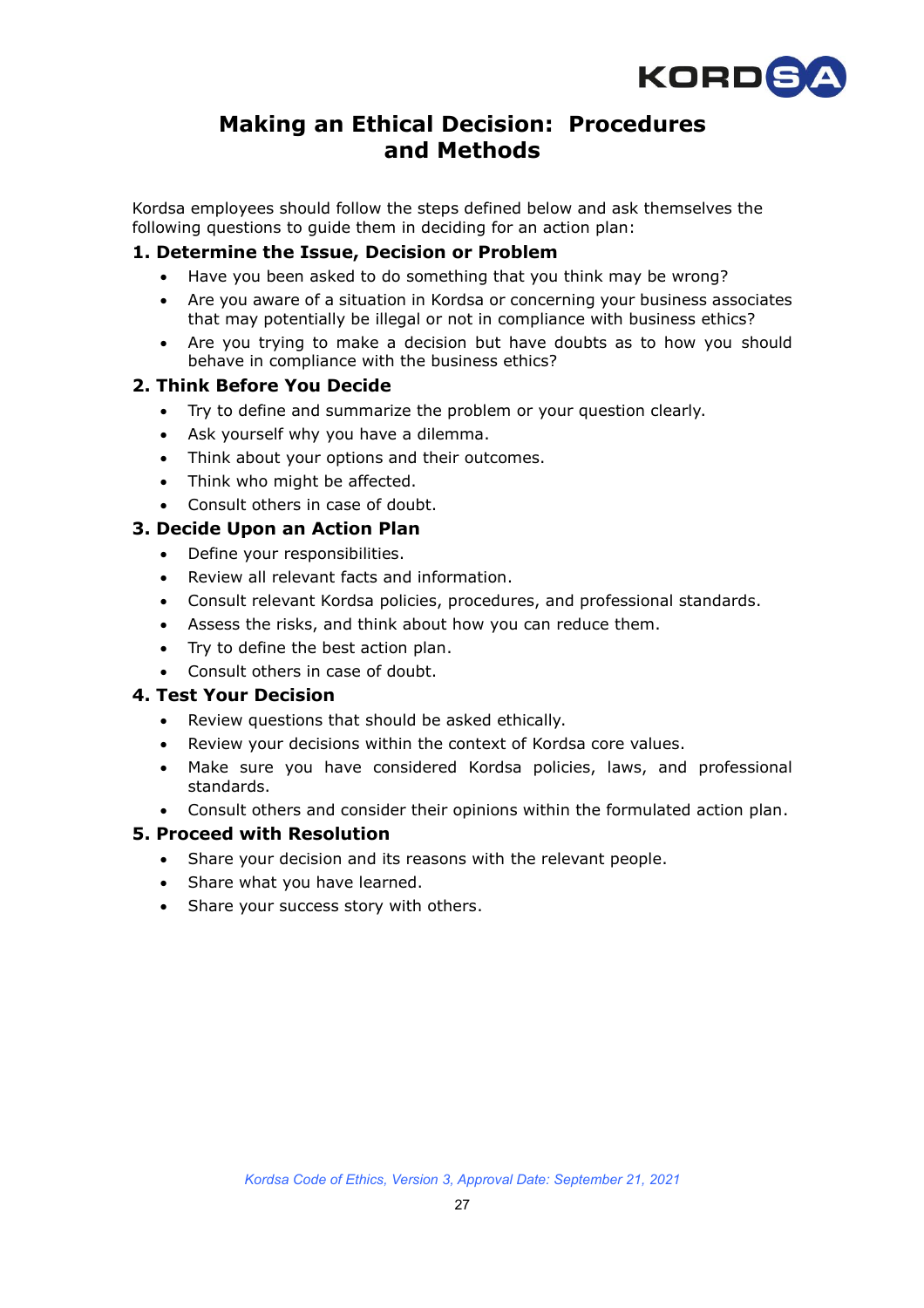# Making an Ethical Decision: Procedures and Methods

Kordsa employees should follow the steps defined below and ask themselves the following questions to guide them in deciding for an action plan:

## 1. Determine the Issue, Decision or Problem

- Have you been asked to do something that you think may be wrong?
- Are you aware of a situation in Kordsa or concerning your business associates that may potentially be illegal or not in compliance with business ethics?
- Are you trying to make a decision but have doubts as to how you should behave in compliance with the business ethics?

## 2. Think Before You Decide

- Try to define and summarize the problem or your question clearly.
- Ask yourself why you have a dilemma.
- Think about your options and their outcomes.
- Think who might be affected.
- Consult others in case of doubt.

## 3. Decide Upon an Action Plan

- Define your responsibilities.
- Review all relevant facts and information.
- Consult relevant Kordsa policies, procedures, and professional standards.
- Assess the risks, and think about how you can reduce them.
- Try to define the best action plan.
- Consult others in case of doubt.

## 4. Test Your Decision

- Review questions that should be asked ethically.
- Review your decisions within the context of Kordsa core values.
- Make sure you have considered Kordsa policies, laws, and professional standards.
- Consult others and consider their opinions within the formulated action plan.

## 5. Proceed with Resolution

- Share your decision and its reasons with the relevant people.
- Share what you have learned.
- Share your success story with others.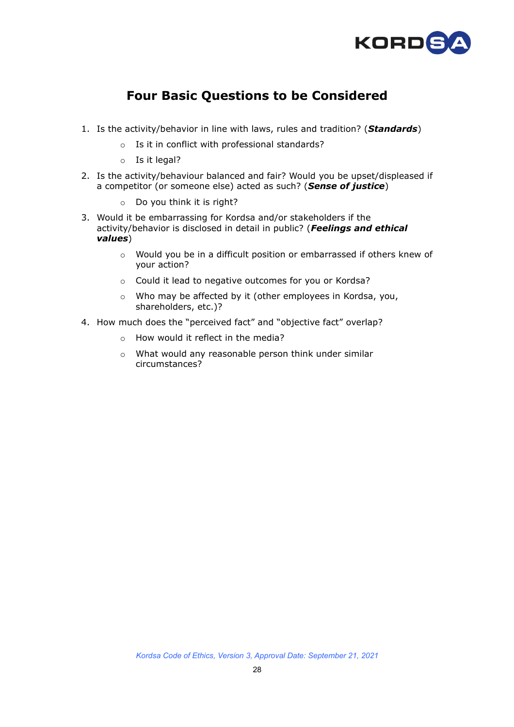# Four Basic Questions to be Considered

1. Is the activity/behavior in line with laws, rules and tradition? (***Standards***)
    - Is it in conflict with professional standards?
    - Is it legal?
2. Is the activity/behaviour balanced and fair? Would you be upset/displeased if a competitor (or someone else) acted as such? (***Sense of justice***)
    - Do you think it is right?
3. Would it be embarrassing for Kordsa and/or stakeholders if the activity/behavior is disclosed in detail in public? (***Feelings and ethical values***)
    - Would you be in a difficult position or embarrassed if others knew of your action?
    - Could it lead to negative outcomes for you or Kordsa?
    - Who may be affected by it (other employees in Kordsa, you, shareholders, etc.)?
4. How much does the "perceived fact" and "objective fact" overlap?
    - How would it reflect in the media?
    - What would any reasonable person think under similar circumstances?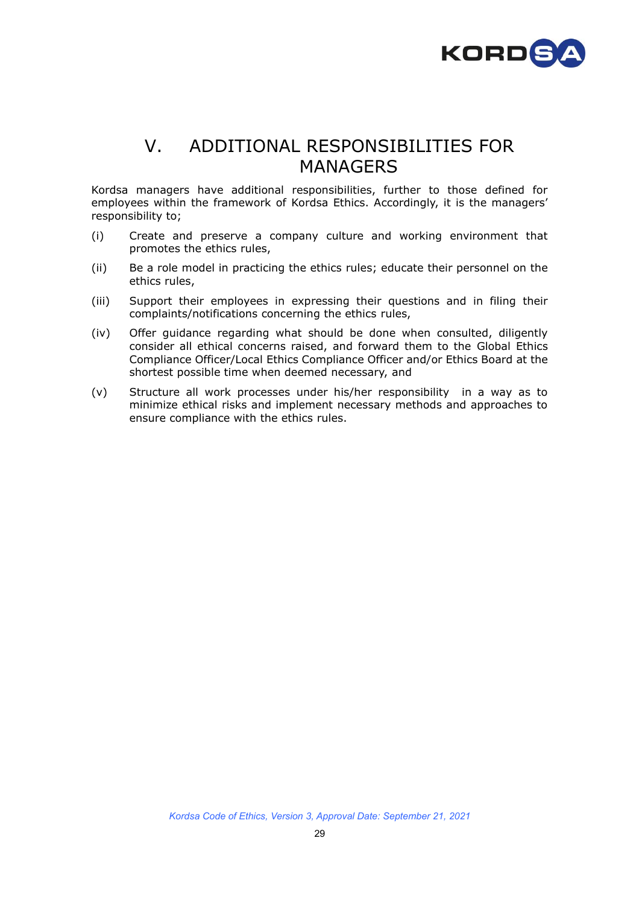# V. ADDITIONAL RESPONSIBILITIES FOR MANAGERS

Kordsa managers have additional responsibilities, further to those defined for employees within the framework of Kordsa Ethics. Accordingly, it is the managers' responsibility to;

(i) Create and preserve a company culture and working environment that promotes the ethics rules,

(ii) Be a role model in practicing the ethics rules; educate their personnel on the ethics rules,

(iii) Support their employees in expressing their questions and in filing their complaints/notifications concerning the ethics rules,

(iv) Offer guidance regarding what should be done when consulted, diligently consider all ethical concerns raised, and forward them to the Global Ethics Compliance Officer/Local Ethics Compliance Officer and/or Ethics Board at the shortest possible time when deemed necessary, and

(v) Structure all work processes under his/her responsibility in a way as to minimize ethical risks and implement necessary methods and approaches to ensure compliance with the ethics rules.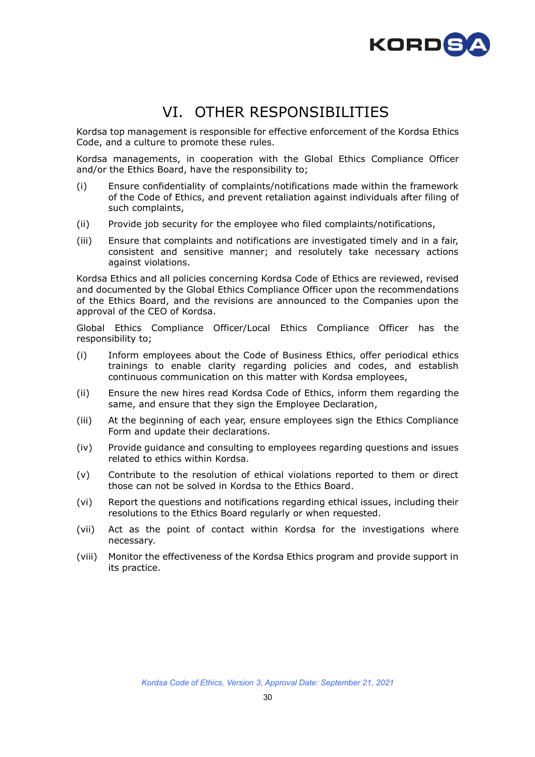# VI. OTHER RESPONSIBILITIES

Kordsa top management is responsible for effective enforcement of the Kordsa Ethics Code, and a culture to promote these rules.

Kordsa managements, in cooperation with the Global Ethics Compliance Officer and/or the Ethics Board, have the responsibility to;

(i) Ensure confidentiality of complaints/notifications made within the framework of the Code of Ethics, and prevent retaliation against individuals after filing of such complaints,

(ii) Provide job security for the employee who filed complaints/notifications,

(iii) Ensure that complaints and notifications are investigated timely and in a fair, consistent and sensitive manner; and resolutely take necessary actions against violations.

Kordsa Ethics and all policies concerning Kordsa Code of Ethics are reviewed, revised and documented by the Global Ethics Compliance Officer upon the recommendations of the Ethics Board, and the revisions are announced to the Companies upon the approval of the CEO of Kordsa.

Global Ethics Compliance Officer/Local Ethics Compliance Officer has the responsibility to;

(i) Inform employees about the Code of Business Ethics, offer periodical ethics trainings to enable clarity regarding policies and codes, and establish continuous communication on this matter with Kordsa employees,

(ii) Ensure the new hires read Kordsa Code of Ethics, inform them regarding the same, and ensure that they sign the Employee Declaration,

(iii) At the beginning of each year, ensure employees sign the Ethics Compliance Form and update their declarations.

(iv) Provide guidance and consulting to employees regarding questions and issues related to ethics within Kordsa.

(v) Contribute to the resolution of ethical violations reported to them or direct those can not be solved in Kordsa to the Ethics Board.

(vi) Report the questions and notifications regarding ethical issues, including their resolutions to the Ethics Board regularly or when requested.

(vii) Act as the point of contact within Kordsa for the investigations where necessary.

(viii) Monitor the effectiveness of the Kordsa Ethics program and provide support in its practice.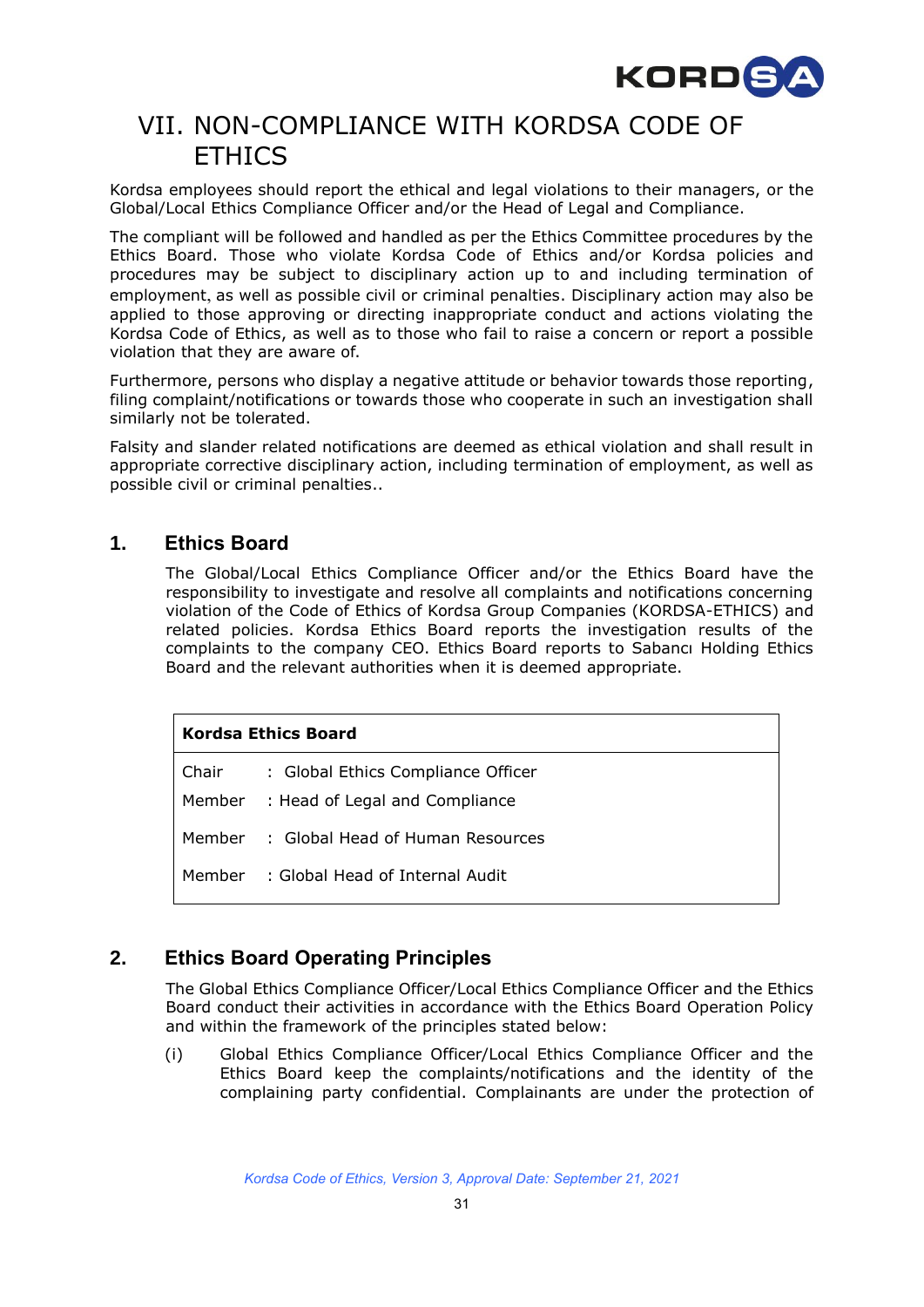# VII. NON-COMPLIANCE WITH KORDSA CODE OF ETHICS

Kordsa employees should report the ethical and legal violations to their managers, or the Global/Local Ethics Compliance Officer and/or the Head of Legal and Compliance.

The compliant will be followed and handled as per the Ethics Committee procedures by the Ethics Board. Those who violate Kordsa Code of Ethics and/or Kordsa policies and procedures may be subject to disciplinary action up to and including termination of employment, as well as possible civil or criminal penalties. Disciplinary action may also be applied to those approving or directing inappropriate conduct and actions violating the Kordsa Code of Ethics, as well as to those who fail to raise a concern or report a possible violation that they are aware of.

Furthermore, persons who display a negative attitude or behavior towards those reporting, filing complaint/notifications or towards those who cooperate in such an investigation shall similarly not be tolerated.

Falsity and slander related notifications are deemed as ethical violation and shall result in appropriate corrective disciplinary action, including termination of employment, as well as possible civil or criminal penalties..

## 1. Ethics Board

The Global/Local Ethics Compliance Officer and/or the Ethics Board have the responsibility to investigate and resolve all complaints and notifications concerning violation of the Code of Ethics of Kordsa Group Companies (KORDSA-ETHICS) and related policies. Kordsa Ethics Board reports the investigation results of the complaints to the company CEO. Ethics Board reports to Sabancı Holding Ethics Board and the relevant authorities when it is deemed appropriate.

| **Kordsa Ethics Board** | |
|---|---|
| Chair | : Global Ethics Compliance Officer |
| Member | : Head of Legal and Compliance |
| Member | : Global Head of Human Resources |
| Member | : Global Head of Internal Audit |

## 2. Ethics Board Operating Principles

The Global Ethics Compliance Officer/Local Ethics Compliance Officer and the Ethics Board conduct their activities in accordance with the Ethics Board Operation Policy and within the framework of the principles stated below:

(i) Global Ethics Compliance Officer/Local Ethics Compliance Officer and the Ethics Board keep the complaints/notifications and the identity of the complaining party confidential. Complainants are under the protection of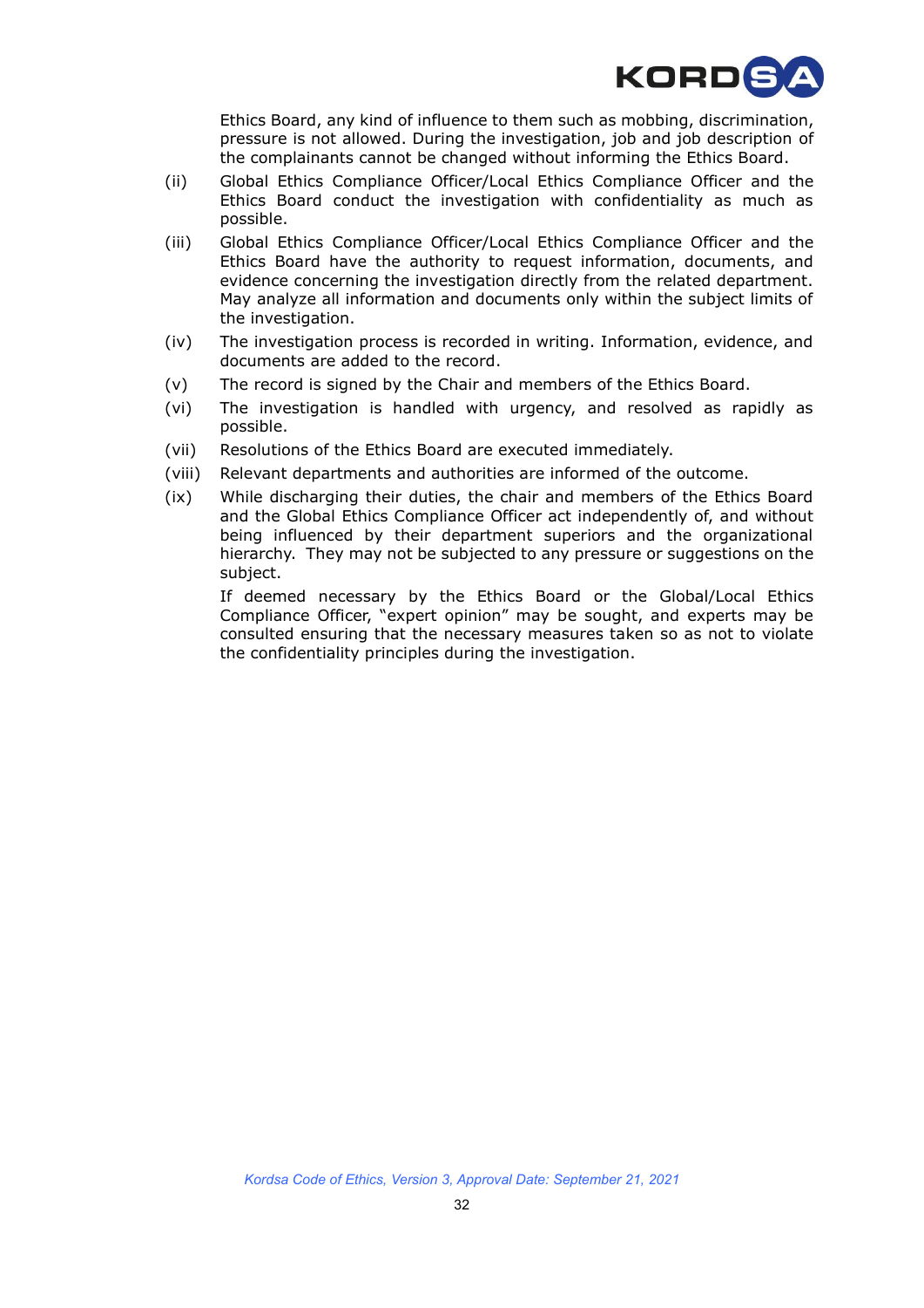Ethics Board, any kind of influence to them such as mobbing, discrimination, pressure is not allowed. During the investigation, job and job description of the complainants cannot be changed without informing the Ethics Board.

(ii) Global Ethics Compliance Officer/Local Ethics Compliance Officer and the Ethics Board conduct the investigation with confidentiality as much as possible.

(iii) Global Ethics Compliance Officer/Local Ethics Compliance Officer and the Ethics Board have the authority to request information, documents, and evidence concerning the investigation directly from the related department. May analyze all information and documents only within the subject limits of the investigation.

(iv) The investigation process is recorded in writing. Information, evidence, and documents are added to the record.

(v) The record is signed by the Chair and members of the Ethics Board.

(vi) The investigation is handled with urgency, and resolved as rapidly as possible.

(vii) Resolutions of the Ethics Board are executed immediately.

(viii) Relevant departments and authorities are informed of the outcome.

(ix) While discharging their duties, the chair and members of the Ethics Board and the Global Ethics Compliance Officer act independently of, and without being influenced by their department superiors and the organizational hierarchy. They may not be subjected to any pressure or suggestions on the subject.

If deemed necessary by the Ethics Board or the Global/Local Ethics Compliance Officer, "expert opinion" may be sought, and experts may be consulted ensuring that the necessary measures taken so as not to violate the confidentiality principles during the investigation.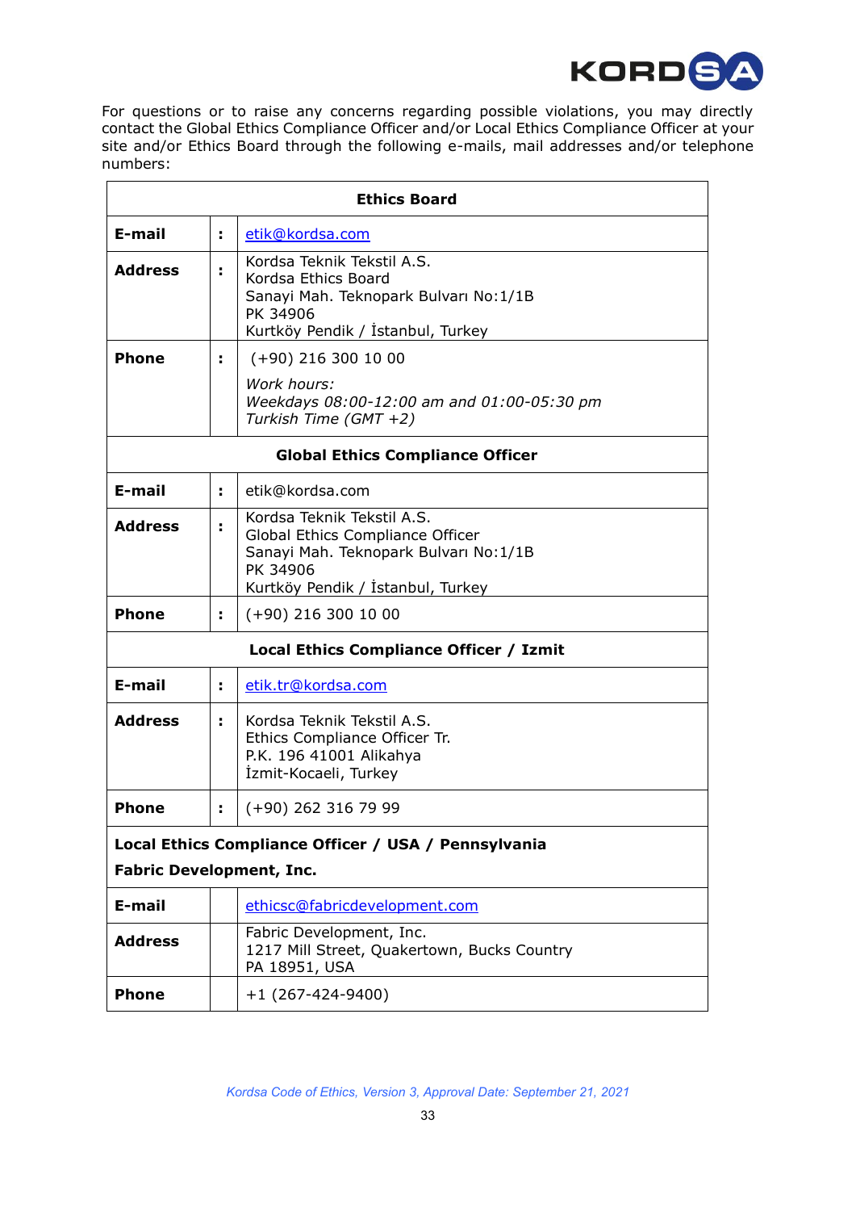For questions or to raise any concerns regarding possible violations, you may directly contact the Global Ethics Compliance Officer and/or Local Ethics Compliance Officer at your site and/or Ethics Board through the following e-mails, mail addresses and/or telephone numbers:

| **Ethics Board** | | |
|---|---|---|
| **E-mail** | **:** | etik@kordsa.com |
| **Address** | **:** | Kordsa Teknik Tekstil A.S.<br>Kordsa Ethics Board<br>Sanayi Mah. Teknopark Bulvarı No:1/1B<br>PK 34906<br>Kurtköy Pendik / İstanbul, Turkey |
| **Phone** | **:** | (+90) 216 300 10 00<br>*Work hours:*<br>*Weekdays 08:00-12:00 am and 01:00-05:30 pm*<br>*Turkish Time (GMT +2)* |
| **Global Ethics Compliance Officer** | | |
| **E-mail** | **:** | etik@kordsa.com |
| **Address** | **:** | Kordsa Teknik Tekstil A.S.<br>Global Ethics Compliance Officer<br>Sanayi Mah. Teknopark Bulvarı No:1/1B<br>PK 34906<br>Kurtköy Pendik / İstanbul, Turkey |
| **Phone** | **:** | (+90) 216 300 10 00 |
| **Local Ethics Compliance Officer / Izmit** | | |
| **E-mail** | **:** | etik.tr@kordsa.com |
| **Address** | **:** | Kordsa Teknik Tekstil A.S.<br>Ethics Compliance Officer Tr.<br>P.K. 196 41001 Alikahya<br>İzmit-Kocaeli, Turkey |
| **Phone** | **:** | (+90) 262 316 79 99 |
| **Local Ethics Compliance Officer / USA / Pennsylvania<br>Fabric Development, Inc.** | | |
| **E-mail** | | ethicsc@fabricdevelopment.com |
| **Address** | | Fabric Development, Inc.<br>1217 Mill Street, Quakertown, Bucks Country<br>PA 18951, USA |
| **Phone** | | +1 (267-424-9400) |

*Kordsa Code of Ethics, Version 3, Approval Date: September 21, 2021*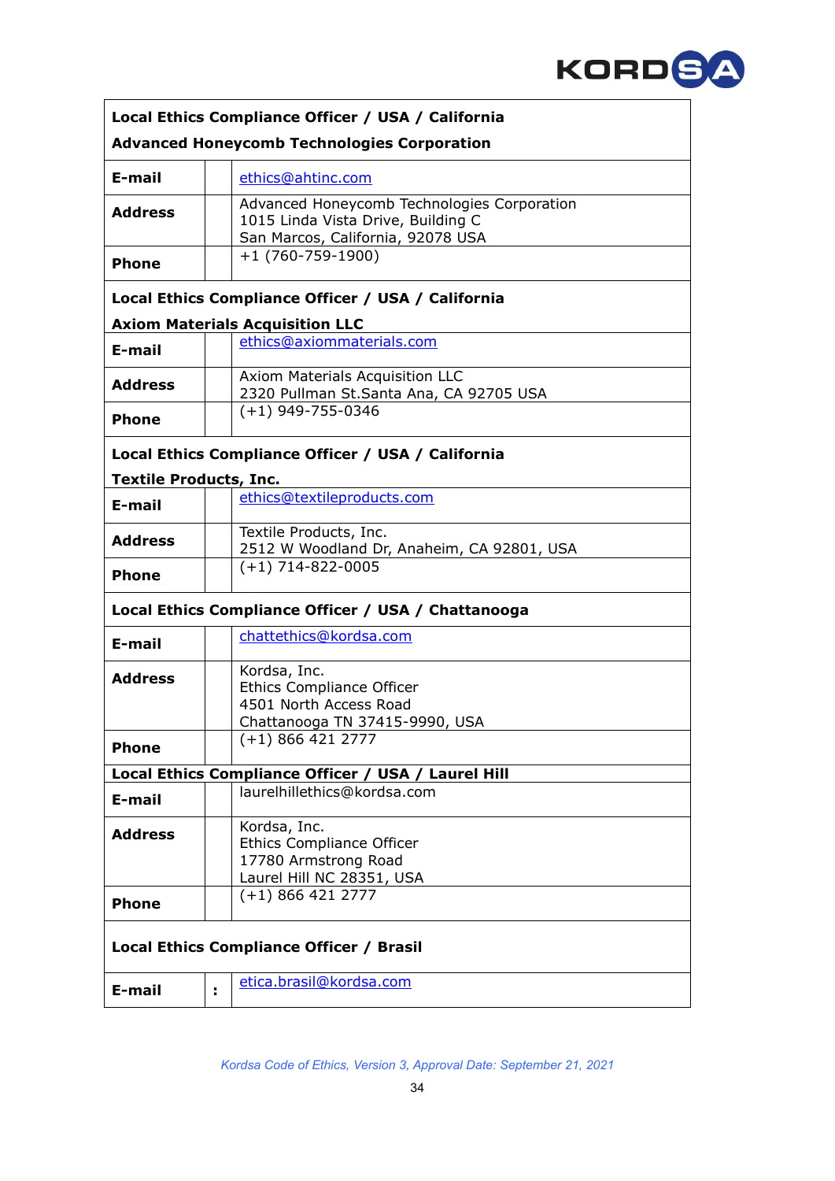| **Local Ethics Compliance Officer / USA / California** | | |
|---|---|---|
| **Advanced Honeycomb Technologies Corporation** | | |
| **E-mail** | | ethics@ahtinc.com |
| **Address** | | Advanced Honeycomb Technologies Corporation<br>1015 Linda Vista Drive, Building C<br>San Marcos, California, 92078 USA |
| **Phone** | | +1 (760-759-1900) |

| **Local Ethics Compliance Officer / USA / California** | | |
|---|---|---|
| **Axiom Materials Acquisition LLC** | | |
| **E-mail** | | ethics@axiommaterials.com |
| **Address** | | Axiom Materials Acquisition LLC<br>2320 Pullman St.Santa Ana, CA 92705 USA |
| **Phone** | | (+1) 949-755-0346 |

| **Local Ethics Compliance Officer / USA / California** | | |
|---|---|---|
| **Textile Products, Inc.** | | |
| **E-mail** | | ethics@textileproducts.com |
| **Address** | | Textile Products, Inc.<br>2512 W Woodland Dr, Anaheim, CA 92801, USA |
| **Phone** | | (+1) 714-822-0005 |

| **Local Ethics Compliance Officer / USA / Chattanooga** | | |
|---|---|---|
| **E-mail** | | chattethics@kordsa.com |
| **Address** | | Kordsa, Inc.<br>Ethics Compliance Officer<br>4501 North Access Road<br>Chattanooga TN 37415-9990, USA |
| **Phone** | | (+1) 866 421 2777 |

| **Local Ethics Compliance Officer / USA / Laurel Hill** | | |
|---|---|---|
| **E-mail** | | laurelhillethics@kordsa.com |
| **Address** | | Kordsa, Inc.<br>Ethics Compliance Officer<br>17780 Armstrong Road<br>Laurel Hill NC 28351, USA |
| **Phone** | | (+1) 866 421 2777 |

| **Local Ethics Compliance Officer / Brasil** | | |
|---|---|---|
| **E-mail** | **:** | etica.brasil@kordsa.com |

*Kordsa Code of Ethics, Version 3, Approval Date: September 21, 2021*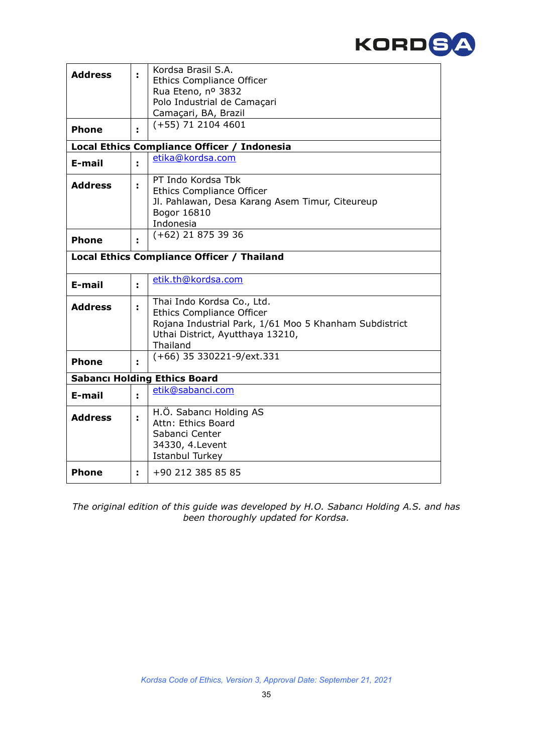| | | |
|---|---|---|
| **Address** | **:** | Kordsa Brasil S.A.<br>Ethics Compliance Officer<br>Rua Eteno, nº 3832<br>Polo Industrial de Camaçari<br>Camaçari, BA, Brazil |
| **Phone** | **:** | (+55) 71 2104 4601 |
| **Local Ethics Compliance Officer / Indonesia** | | |
| **E-mail** | **:** | etika@kordsa.com |
| **Address** | **:** | PT Indo Kordsa Tbk<br>Ethics Compliance Officer<br>Jl. Pahlawan, Desa Karang Asem Timur, Citeureup<br>Bogor 16810<br>Indonesia |
| **Phone** | **:** | (+62) 21 875 39 36 |
| **Local Ethics Compliance Officer / Thailand** | | |
| **E-mail** | **:** | etik.th@kordsa.com |
| **Address** | **:** | Thai Indo Kordsa Co., Ltd.<br>Ethics Compliance Officer<br>Rojana Industrial Park, 1/61 Moo 5 Khanham Subdistrict<br>Uthai District, Ayutthaya 13210,<br>Thailand |
| **Phone** | **:** | (+66) 35 330221-9/ext.331 |
| **Sabancı Holding Ethics Board** | | |
| **E-mail** | **:** | etik@sabanci.com |
| **Address** | **:** | H.Ö. Sabancı Holding AS<br>Attn: Ethics Board<br>Sabanci Center<br>34330, 4.Levent<br>Istanbul Turkey |
| **Phone** | **:** | +90 212 385 85 85 |

*The original edition of this guide was developed by H.O. Sabancı Holding A.S. and has been thoroughly updated for Kordsa.*